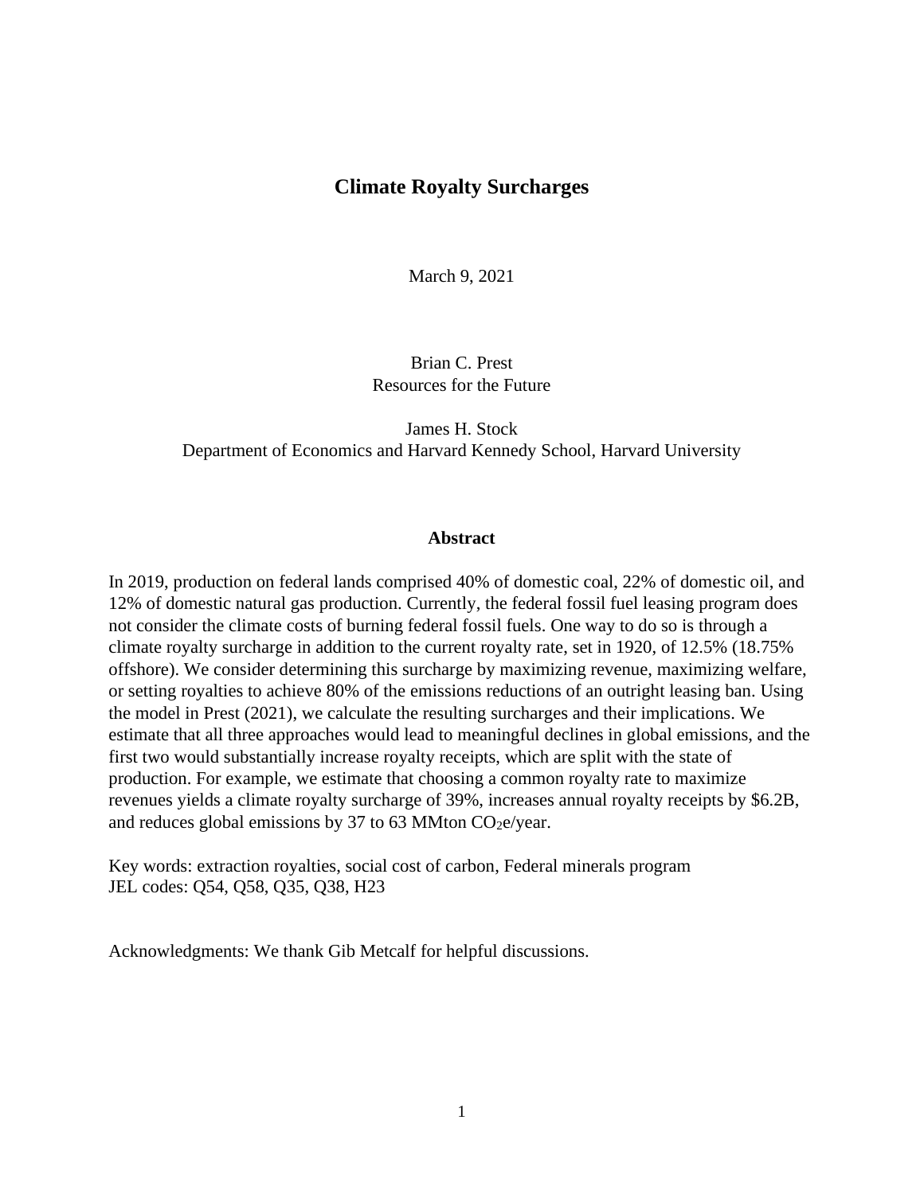# Climate Royalty Surcharges

March 9, 2021

Brian C. Prest
Resources for the Future

James H. Stock
Department of Economics and Harvard Kennedy School, Harvard University

## Abstract

In 2019, production on federal lands comprised 40% of domestic coal, 22% of domestic oil, and 12% of domestic natural gas production. Currently, the federal fossil fuel leasing program does not consider the climate costs of burning federal fossil fuels. One way to do so is through a climate royalty surcharge in addition to the current royalty rate, set in 1920, of 12.5% (18.75% offshore). We consider determining this surcharge by maximizing revenue, maximizing welfare, or setting royalties to achieve 80% of the emissions reductions of an outright leasing ban. Using the model in Prest (2021), we calculate the resulting surcharges and their implications. We estimate that all three approaches would lead to meaningful declines in global emissions, and the first two would substantially increase royalty receipts, which are split with the state of production. For example, we estimate that choosing a common royalty rate to maximize revenues yields a climate royalty surcharge of 39%, increases annual royalty receipts by $6.2B, and reduces global emissions by 37 to 63 MMton $CO_2$e/year.

Key words: extraction royalties, social cost of carbon, Federal minerals program
JEL codes: Q54, Q58, Q35, Q38, H23

Acknowledgments: We thank Gib Metcalf for helpful discussions.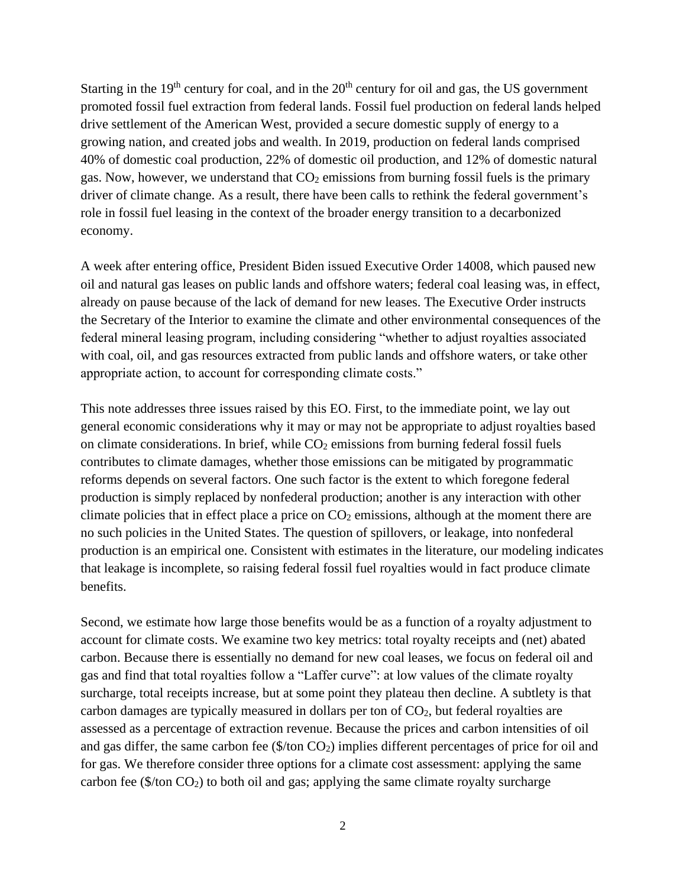Starting in the 19th century for coal, and in the 20th century for oil and gas, the US government promoted fossil fuel extraction from federal lands. Fossil fuel production on federal lands helped drive settlement of the American West, provided a secure domestic supply of energy to a growing nation, and created jobs and wealth. In 2019, production on federal lands comprised 40% of domestic coal production, 22% of domestic oil production, and 12% of domestic natural gas. Now, however, we understand that $CO_2$ emissions from burning fossil fuels is the primary driver of climate change. As a result, there have been calls to rethink the federal government's role in fossil fuel leasing in the context of the broader energy transition to a decarbonized economy.

A week after entering office, President Biden issued Executive Order 14008, which paused new oil and natural gas leases on public lands and offshore waters; federal coal leasing was, in effect, already on pause because of the lack of demand for new leases. The Executive Order instructs the Secretary of the Interior to examine the climate and other environmental consequences of the federal mineral leasing program, including considering "whether to adjust royalties associated with coal, oil, and gas resources extracted from public lands and offshore waters, or take other appropriate action, to account for corresponding climate costs."

This note addresses three issues raised by this EO. First, to the immediate point, we lay out general economic considerations why it may or may not be appropriate to adjust royalties based on climate considerations. In brief, while $CO_2$ emissions from burning federal fossil fuels contributes to climate damages, whether those emissions can be mitigated by programmatic reforms depends on several factors. One such factor is the extent to which foregone federal production is simply replaced by nonfederal production; another is any interaction with other climate policies that in effect place a price on $CO_2$ emissions, although at the moment there are no such policies in the United States. The question of spillovers, or leakage, into nonfederal production is an empirical one. Consistent with estimates in the literature, our modeling indicates that leakage is incomplete, so raising federal fossil fuel royalties would in fact produce climate benefits.

Second, we estimate how large those benefits would be as a function of a royalty adjustment to account for climate costs. We examine two key metrics: total royalty receipts and (net) abated carbon. Because there is essentially no demand for new coal leases, we focus on federal oil and gas and find that total royalties follow a "Laffer curve": at low values of the climate royalty surcharge, total receipts increase, but at some point they plateau then decline. A subtlety is that carbon damages are typically measured in dollars per ton of $CO_2$, but federal royalties are assessed as a percentage of extraction revenue. Because the prices and carbon intensities of oil and gas differ, the same carbon fee ($/ton $CO_2$) implies different percentages of price for oil and for gas. We therefore consider three options for a climate cost assessment: applying the same carbon fee ($/ton $CO_2$) to both oil and gas; applying the same climate royalty surcharge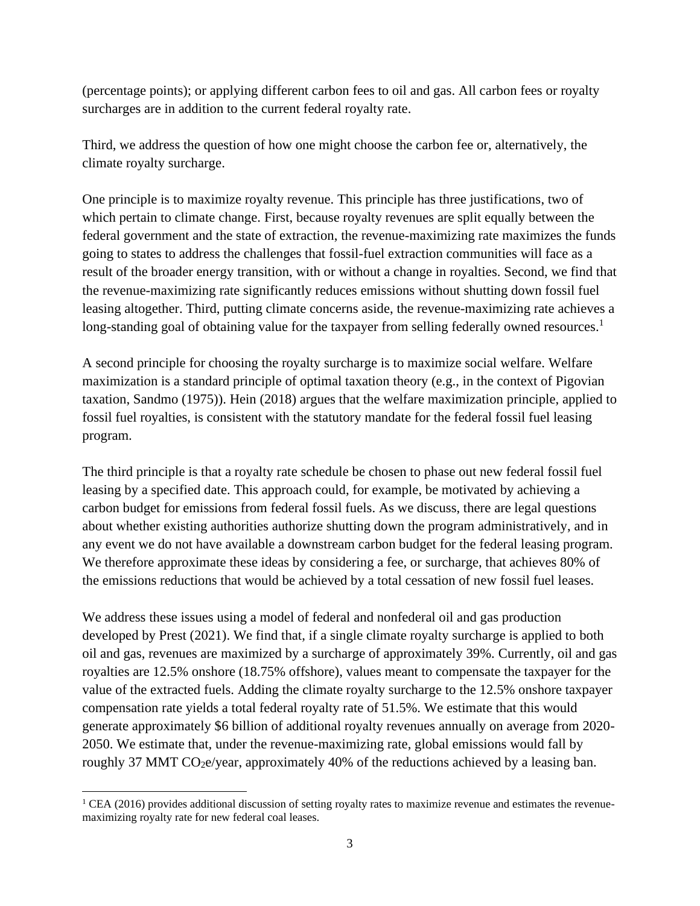(percentage points); or applying different carbon fees to oil and gas. All carbon fees or royalty surcharges are in addition to the current federal royalty rate.

Third, we address the question of how one might choose the carbon fee or, alternatively, the climate royalty surcharge.

One principle is to maximize royalty revenue. This principle has three justifications, two of which pertain to climate change. First, because royalty revenues are split equally between the federal government and the state of extraction, the revenue-maximizing rate maximizes the funds going to states to address the challenges that fossil-fuel extraction communities will face as a result of the broader energy transition, with or without a change in royalties. Second, we find that the revenue-maximizing rate significantly reduces emissions without shutting down fossil fuel leasing altogether. Third, putting climate concerns aside, the revenue-maximizing rate achieves a long-standing goal of obtaining value for the taxpayer from selling federally owned resources.[1]

A second principle for choosing the royalty surcharge is to maximize social welfare. Welfare maximization is a standard principle of optimal taxation theory (e.g., in the context of Pigovian taxation, Sandmo (1975)). Hein (2018) argues that the welfare maximization principle, applied to fossil fuel royalties, is consistent with the statutory mandate for the federal fossil fuel leasing program.

The third principle is that a royalty rate schedule be chosen to phase out new federal fossil fuel leasing by a specified date. This approach could, for example, be motivated by achieving a carbon budget for emissions from federal fossil fuels. As we discuss, there are legal questions about whether existing authorities authorize shutting down the program administratively, and in any event we do not have available a downstream carbon budget for the federal leasing program. We therefore approximate these ideas by considering a fee, or surcharge, that achieves 80% of the emissions reductions that would be achieved by a total cessation of new fossil fuel leases.

We address these issues using a model of federal and nonfederal oil and gas production developed by Prest (2021). We find that, if a single climate royalty surcharge is applied to both oil and gas, revenues are maximized by a surcharge of approximately 39%. Currently, oil and gas royalties are 12.5% onshore (18.75% offshore), values meant to compensate the taxpayer for the value of the extracted fuels. Adding the climate royalty surcharge to the 12.5% onshore taxpayer compensation rate yields a total federal royalty rate of 51.5%. We estimate that this would generate approximately $6 billion of additional royalty revenues annually on average from 2020-2050. We estimate that, under the revenue-maximizing rate, global emissions would fall by roughly 37 MMT $CO_2e$/year, approximately 40% of the reductions achieved by a leasing ban.

[1] CEA (2016) provides additional discussion of setting royalty rates to maximize revenue and estimates the revenue-maximizing royalty rate for new federal coal leases.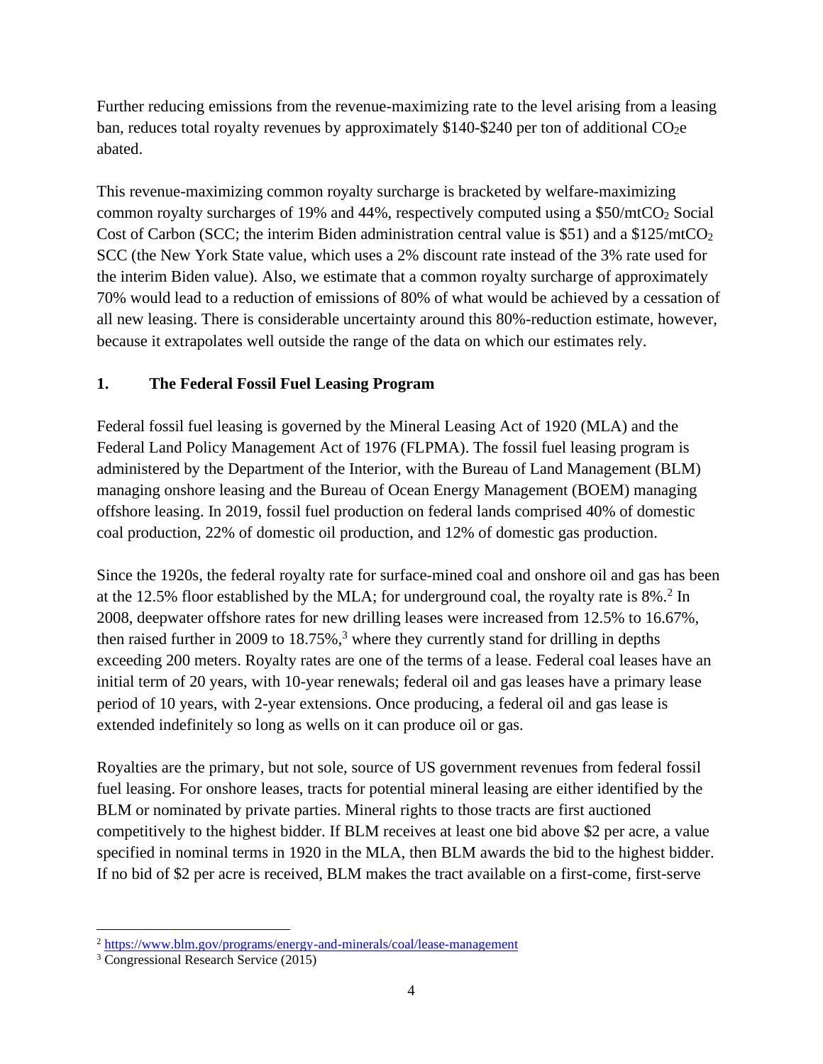Further reducing emissions from the revenue-maximizing rate to the level arising from a leasing ban, reduces total royalty revenues by approximately \$140-\$240 per ton of additional $CO_2e$ abated.

This revenue-maximizing common royalty surcharge is bracketed by welfare-maximizing common royalty surcharges of 19% and 44%, respectively computed using a \$50/mt$CO_2$ Social Cost of Carbon (SCC; the interim Biden administration central value is \$51) and a \$125/mt$CO_2$ SCC (the New York State value, which uses a 2% discount rate instead of the 3% rate used for the interim Biden value). Also, we estimate that a common royalty surcharge of approximately 70% would lead to a reduction of emissions of 80% of what would be achieved by a cessation of all new leasing. There is considerable uncertainty around this 80%-reduction estimate, however, because it extrapolates well outside the range of the data on which our estimates rely.

## 1. The Federal Fossil Fuel Leasing Program

Federal fossil fuel leasing is governed by the Mineral Leasing Act of 1920 (MLA) and the Federal Land Policy Management Act of 1976 (FLPMA). The fossil fuel leasing program is administered by the Department of the Interior, with the Bureau of Land Management (BLM) managing onshore leasing and the Bureau of Ocean Energy Management (BOEM) managing offshore leasing. In 2019, fossil fuel production on federal lands comprised 40% of domestic coal production, 22% of domestic oil production, and 12% of domestic gas production.

Since the 1920s, the federal royalty rate for surface-mined coal and onshore oil and gas has been at the 12.5% floor established by the MLA; for underground coal, the royalty rate is 8%.[2] In 2008, deepwater offshore rates for new drilling leases were increased from 12.5% to 16.67%, then raised further in 2009 to 18.75%,[3] where they currently stand for drilling in depths exceeding 200 meters. Royalty rates are one of the terms of a lease. Federal coal leases have an initial term of 20 years, with 10-year renewals; federal oil and gas leases have a primary lease period of 10 years, with 2-year extensions. Once producing, a federal oil and gas lease is extended indefinitely so long as wells on it can produce oil or gas.

Royalties are the primary, but not sole, source of US government revenues from federal fossil fuel leasing. For onshore leases, tracts for potential mineral leasing are either identified by the BLM or nominated by private parties. Mineral rights to those tracts are first auctioned competitively to the highest bidder. If BLM receives at least one bid above \$2 per acre, a value specified in nominal terms in 1920 in the MLA, then BLM awards the bid to the highest bidder. If no bid of \$2 per acre is received, BLM makes the tract available on a first-come, first-serve

---

[2] https://www.blm.gov/programs/energy-and-minerals/coal/lease-management

[3] Congressional Research Service (2015)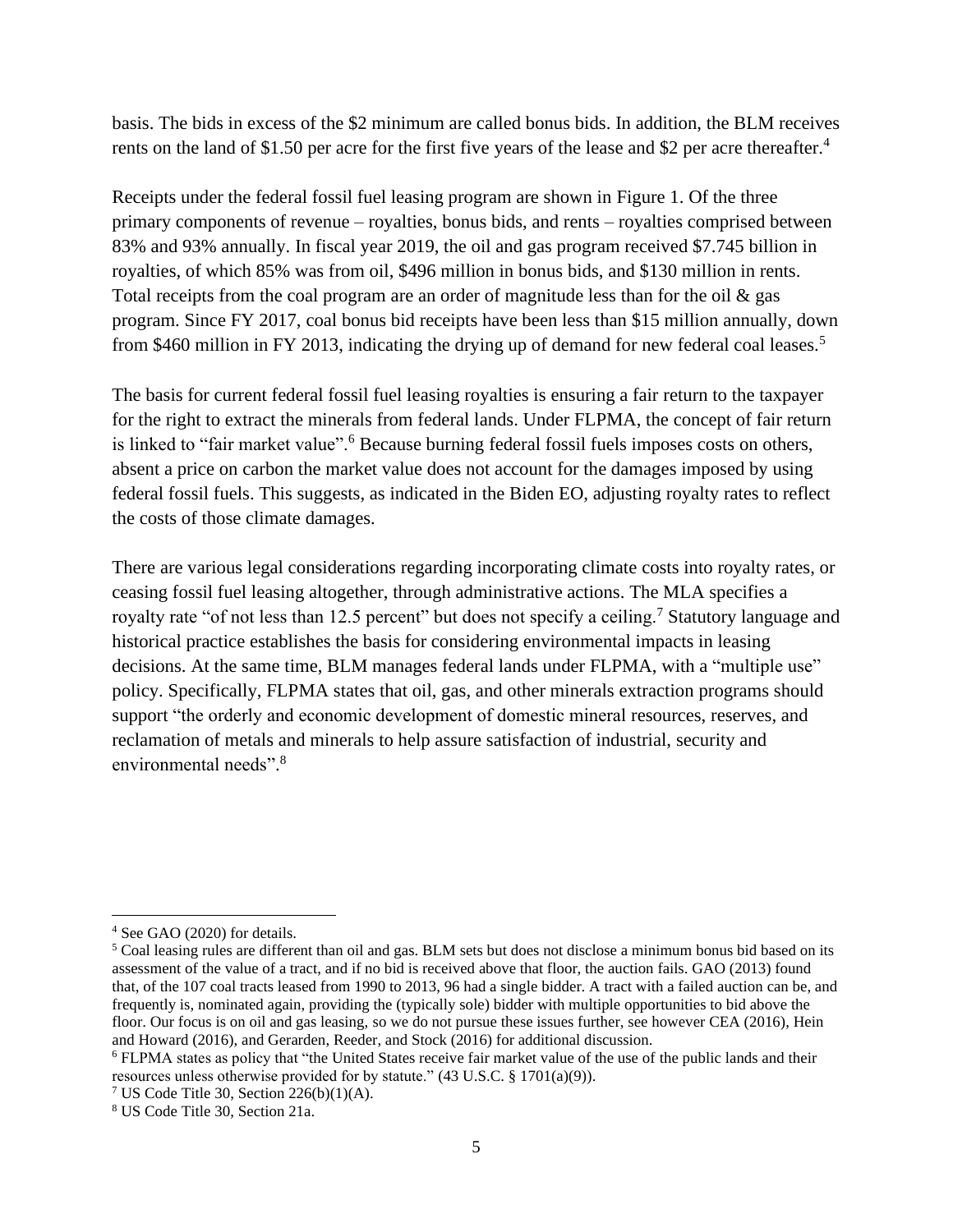basis. The bids in excess of the $2 minimum are called bonus bids. In addition, the BLM receives rents on the land of $1.50 per acre for the first five years of the lease and $2 per acre thereafter.[4]

Receipts under the federal fossil fuel leasing program are shown in Figure 1. Of the three primary components of revenue – royalties, bonus bids, and rents – royalties comprised between 83% and 93% annually. In fiscal year 2019, the oil and gas program received $7.745 billion in royalties, of which 85% was from oil, $496 million in bonus bids, and $130 million in rents. Total receipts from the coal program are an order of magnitude less than for the oil & gas program. Since FY 2017, coal bonus bid receipts have been less than $15 million annually, down from $460 million in FY 2013, indicating the drying up of demand for new federal coal leases.[5]

The basis for current federal fossil fuel leasing royalties is ensuring a fair return to the taxpayer for the right to extract the minerals from federal lands. Under FLPMA, the concept of fair return is linked to "fair market value".[6] Because burning federal fossil fuels imposes costs on others, absent a price on carbon the market value does not account for the damages imposed by using federal fossil fuels. This suggests, as indicated in the Biden EO, adjusting royalty rates to reflect the costs of those climate damages.

There are various legal considerations regarding incorporating climate costs into royalty rates, or ceasing fossil fuel leasing altogether, through administrative actions. The MLA specifies a royalty rate "of not less than 12.5 percent" but does not specify a ceiling.[7] Statutory language and historical practice establishes the basis for considering environmental impacts in leasing decisions. At the same time, BLM manages federal lands under FLPMA, with a "multiple use" policy. Specifically, FLPMA states that oil, gas, and other minerals extraction programs should support "the orderly and economic development of domestic mineral resources, reserves, and reclamation of metals and minerals to help assure satisfaction of industrial, security and environmental needs".[8]

---

[4] See GAO (2020) for details.

[5] Coal leasing rules are different than oil and gas. BLM sets but does not disclose a minimum bonus bid based on its assessment of the value of a tract, and if no bid is received above that floor, the auction fails. GAO (2013) found that, of the 107 coal tracts leased from 1990 to 2013, 96 had a single bidder. A tract with a failed auction can be, and frequently is, nominated again, providing the (typically sole) bidder with multiple opportunities to bid above the floor. Our focus is on oil and gas leasing, so we do not pursue these issues further, see however CEA (2016), Hein and Howard (2016), and Gerarden, Reeder, and Stock (2016) for additional discussion.

[6] FLPMA states as policy that "the United States receive fair market value of the use of the public lands and their resources unless otherwise provided for by statute." (43 U.S.C. § 1701(a)(9)).

[7] US Code Title 30, Section 226(b)(1)(A).

[8] US Code Title 30, Section 21a.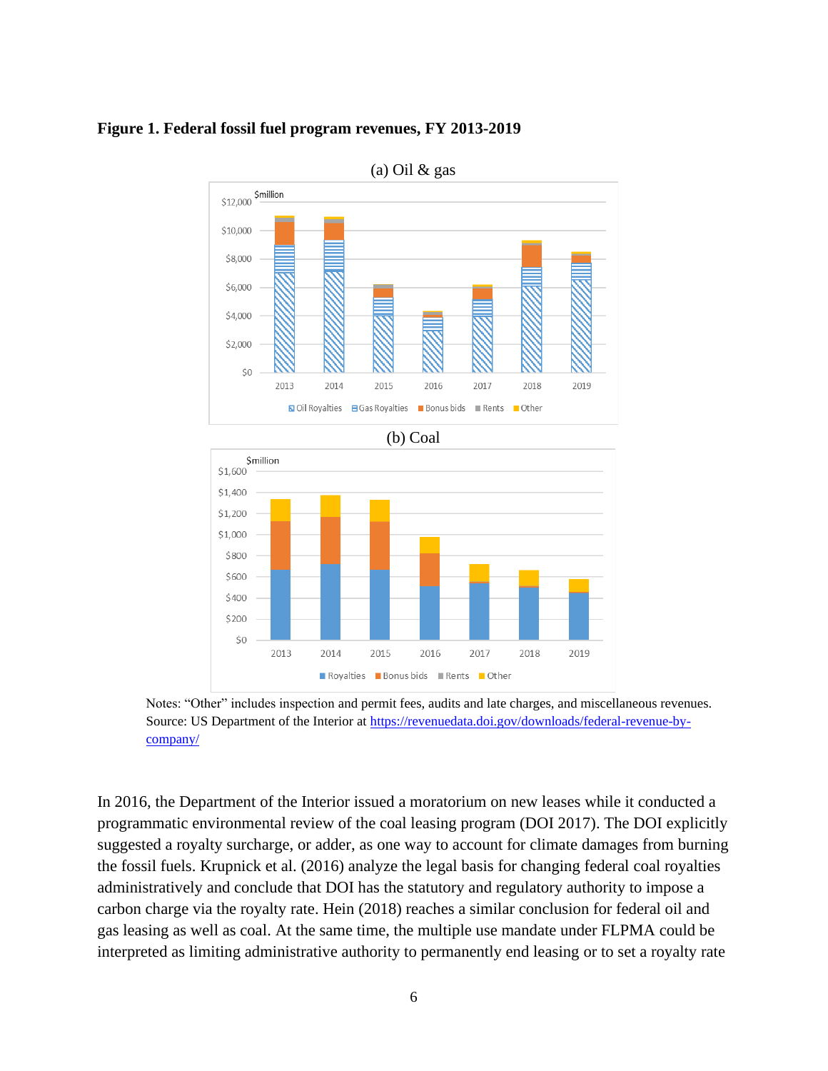**Figure 1. Federal fossil fuel program revenues, FY 2013-2019**

(a) Oil & gas

(b) Coal

Notes: "Other" includes inspection and permit fees, audits and late charges, and miscellaneous revenues. Source: US Department of the Interior at https://revenuedata.doi.gov/downloads/federal-revenue-by-company/

In 2016, the Department of the Interior issued a moratorium on new leases while it conducted a programmatic environmental review of the coal leasing program (DOI 2017). The DOI explicitly suggested a royalty surcharge, or adder, as one way to account for climate damages from burning the fossil fuels. Krupnick et al. (2016) analyze the legal basis for changing federal coal royalties administratively and conclude that DOI has the statutory and regulatory authority to impose a carbon charge via the royalty rate. Hein (2018) reaches a similar conclusion for federal oil and gas leasing as well as coal. At the same time, the multiple use mandate under FLPMA could be interpreted as limiting administrative authority to permanently end leasing or to set a royalty rate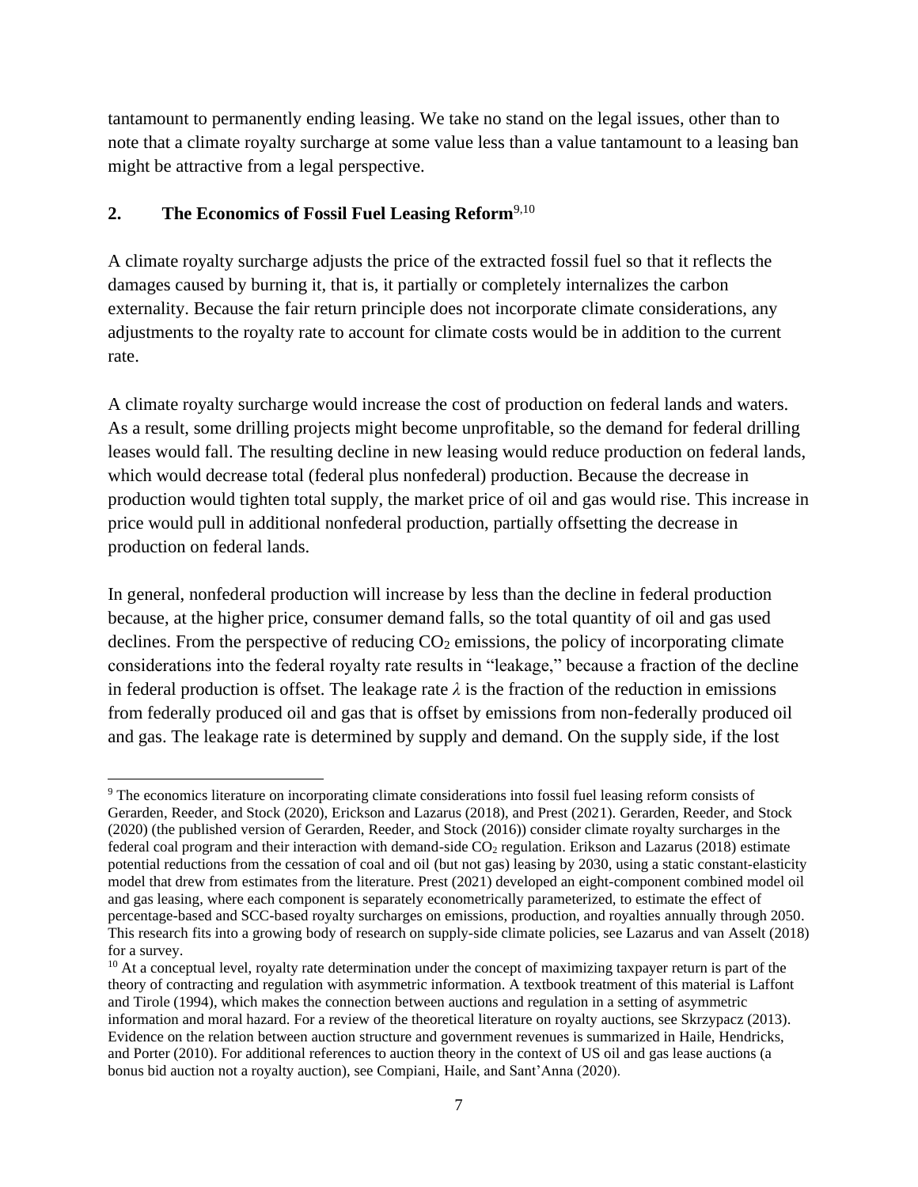tantamount to permanently ending leasing. We take no stand on the legal issues, other than to note that a climate royalty surcharge at some value less than a value tantamount to a leasing ban might be attractive from a legal perspective.

## 2. The Economics of Fossil Fuel Leasing Reform[9,10]

A climate royalty surcharge adjusts the price of the extracted fossil fuel so that it reflects the damages caused by burning it, that is, it partially or completely internalizes the carbon externality. Because the fair return principle does not incorporate climate considerations, any adjustments to the royalty rate to account for climate costs would be in addition to the current rate.

A climate royalty surcharge would increase the cost of production on federal lands and waters. As a result, some drilling projects might become unprofitable, so the demand for federal drilling leases would fall. The resulting decline in new leasing would reduce production on federal lands, which would decrease total (federal plus nonfederal) production. Because the decrease in production would tighten total supply, the market price of oil and gas would rise. This increase in price would pull in additional nonfederal production, partially offsetting the decrease in production on federal lands.

In general, nonfederal production will increase by less than the decline in federal production because, at the higher price, consumer demand falls, so the total quantity of oil and gas used declines. From the perspective of reducing $CO_2$ emissions, the policy of incorporating climate considerations into the federal royalty rate results in "leakage," because a fraction of the decline in federal production is offset. The leakage rate $\lambda$ is the fraction of the reduction in emissions from federally produced oil and gas that is offset by emissions from non-federally produced oil and gas. The leakage rate is determined by supply and demand. On the supply side, if the lost

---

[9] The economics literature on incorporating climate considerations into fossil fuel leasing reform consists of Gerarden, Reeder, and Stock (2020), Erickson and Lazarus (2018), and Prest (2021). Gerarden, Reeder, and Stock (2020) (the published version of Gerarden, Reeder, and Stock (2016)) consider climate royalty surcharges in the federal coal program and their interaction with demand-side $CO_2$ regulation. Erikson and Lazarus (2018) estimate potential reductions from the cessation of coal and oil (but not gas) leasing by 2030, using a static constant-elasticity model that drew from estimates from the literature. Prest (2021) developed an eight-component combined model oil and gas leasing, where each component is separately econometrically parameterized, to estimate the effect of percentage-based and SCC-based royalty surcharges on emissions, production, and royalties annually through 2050. This research fits into a growing body of research on supply-side climate policies, see Lazarus and van Asselt (2018) for a survey.

[10] At a conceptual level, royalty rate determination under the concept of maximizing taxpayer return is part of the theory of contracting and regulation with asymmetric information. A textbook treatment of this material is Laffont and Tirole (1994), which makes the connection between auctions and regulation in a setting of asymmetric information and moral hazard. For a review of the theoretical literature on royalty auctions, see Skrzypacz (2013). Evidence on the relation between auction structure and government revenues is summarized in Haile, Hendricks, and Porter (2010). For additional references to auction theory in the context of US oil and gas lease auctions (a bonus bid auction not a royalty auction), see Compiani, Haile, and Sant'Anna (2020).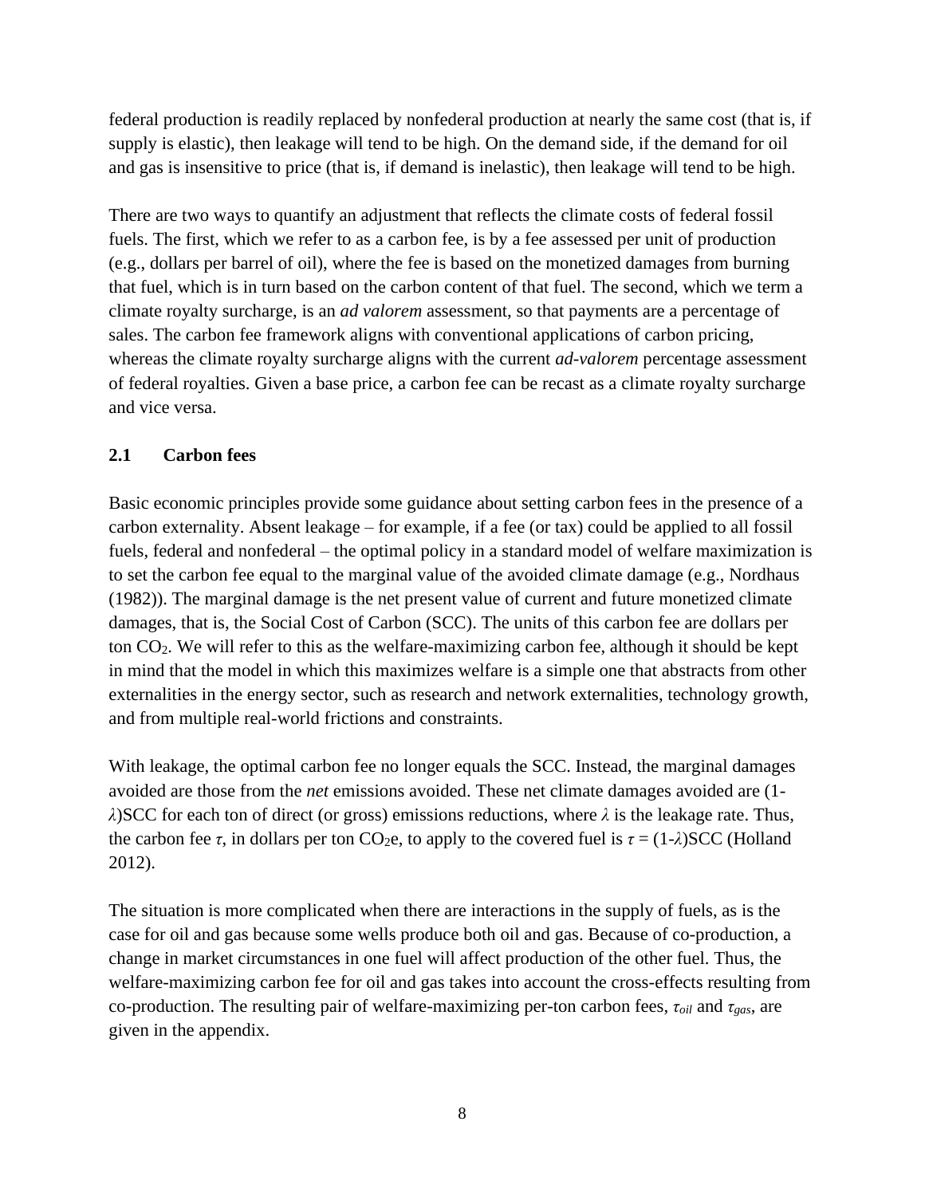federal production is readily replaced by nonfederal production at nearly the same cost (that is, if supply is elastic), then leakage will tend to be high. On the demand side, if the demand for oil and gas is insensitive to price (that is, if demand is inelastic), then leakage will tend to be high.

There are two ways to quantify an adjustment that reflects the climate costs of federal fossil fuels. The first, which we refer to as a carbon fee, is by a fee assessed per unit of production (e.g., dollars per barrel of oil), where the fee is based on the monetized damages from burning that fuel, which is in turn based on the carbon content of that fuel. The second, which we term a climate royalty surcharge, is an *ad valorem* assessment, so that payments are a percentage of sales. The carbon fee framework aligns with conventional applications of carbon pricing, whereas the climate royalty surcharge aligns with the current *ad-valorem* percentage assessment of federal royalties. Given a base price, a carbon fee can be recast as a climate royalty surcharge and vice versa.

## 2.1 Carbon fees

Basic economic principles provide some guidance about setting carbon fees in the presence of a carbon externality. Absent leakage – for example, if a fee (or tax) could be applied to all fossil fuels, federal and nonfederal – the optimal policy in a standard model of welfare maximization is to set the carbon fee equal to the marginal value of the avoided climate damage (e.g., Nordhaus (1982)). The marginal damage is the net present value of current and future monetized climate damages, that is, the Social Cost of Carbon (SCC). The units of this carbon fee are dollars per ton $CO_2$. We will refer to this as the welfare-maximizing carbon fee, although it should be kept in mind that the model in which this maximizes welfare is a simple one that abstracts from other externalities in the energy sector, such as research and network externalities, technology growth, and from multiple real-world frictions and constraints.

With leakage, the optimal carbon fee no longer equals the SCC. Instead, the marginal damages avoided are those from the *net* emissions avoided. These net climate damages avoided are $(1-\lambda)$SCC for each ton of direct (or gross) emissions reductions, where $\lambda$ is the leakage rate. Thus, the carbon fee $\tau$, in dollars per ton $CO_2e$, to apply to the covered fuel is $\tau = (1-\lambda)$SCC (Holland 2012).

The situation is more complicated when there are interactions in the supply of fuels, as is the case for oil and gas because some wells produce both oil and gas. Because of co-production, a change in market circumstances in one fuel will affect production of the other fuel. Thus, the welfare-maximizing carbon fee for oil and gas takes into account the cross-effects resulting from co-production. The resulting pair of welfare-maximizing per-ton carbon fees, $\tau_{oil}$ and $\tau_{gas}$, are given in the appendix.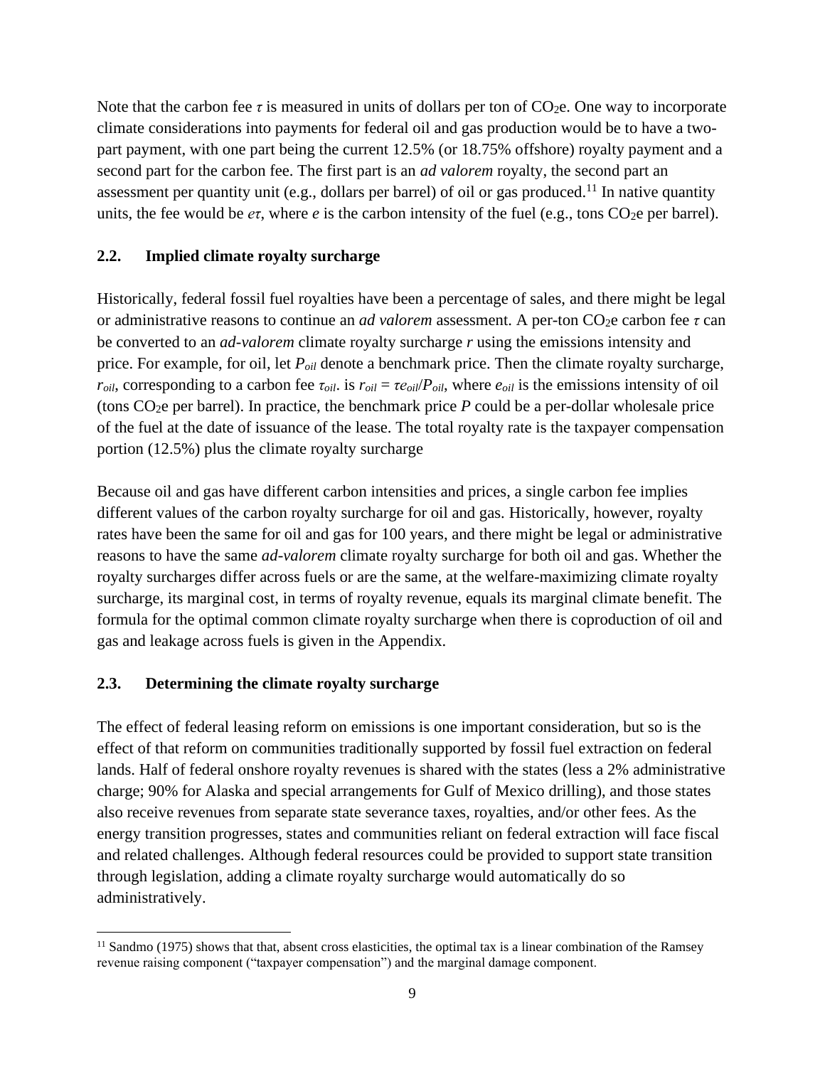Note that the carbon fee $\tau$ is measured in units of dollars per ton of $CO_2$e. One way to incorporate climate considerations into payments for federal oil and gas production would be to have a two-part payment, with one part being the current 12.5% (or 18.75% offshore) royalty payment and a second part for the carbon fee. The first part is an *ad valorem* royalty, the second part an assessment per quantity unit (e.g., dollars per barrel) of oil or gas produced.[11] In native quantity units, the fee would be $e\tau$, where $e$ is the carbon intensity of the fuel (e.g., tons $CO_2$e per barrel).

## 2.2. Implied climate royalty surcharge

Historically, federal fossil fuel royalties have been a percentage of sales, and there might be legal or administrative reasons to continue an *ad valorem* assessment. A per-ton $CO_2$e carbon fee $\tau$ can be converted to an *ad-valorem* climate royalty surcharge $r$ using the emissions intensity and price. For example, for oil, let $P_{oil}$ denote a benchmark price. Then the climate royalty surcharge, $r_{oil}$, corresponding to a carbon fee $\tau_{oil}$. is $r_{oil} = \tau e_{oil}/P_{oil}$, where $e_{oil}$ is the emissions intensity of oil (tons $CO_2$e per barrel). In practice, the benchmark price $P$ could be a per-dollar wholesale price of the fuel at the date of issuance of the lease. The total royalty rate is the taxpayer compensation portion (12.5%) plus the climate royalty surcharge

Because oil and gas have different carbon intensities and prices, a single carbon fee implies different values of the carbon royalty surcharge for oil and gas. Historically, however, royalty rates have been the same for oil and gas for 100 years, and there might be legal or administrative reasons to have the same *ad-valorem* climate royalty surcharge for both oil and gas. Whether the royalty surcharges differ across fuels or are the same, at the welfare-maximizing climate royalty surcharge, its marginal cost, in terms of royalty revenue, equals its marginal climate benefit. The formula for the optimal common climate royalty surcharge when there is coproduction of oil and gas and leakage across fuels is given in the Appendix.

## 2.3. Determining the climate royalty surcharge

The effect of federal leasing reform on emissions is one important consideration, but so is the effect of that reform on communities traditionally supported by fossil fuel extraction on federal lands. Half of federal onshore royalty revenues is shared with the states (less a 2% administrative charge; 90% for Alaska and special arrangements for Gulf of Mexico drilling), and those states also receive revenues from separate state severance taxes, royalties, and/or other fees. As the energy transition progresses, states and communities reliant on federal extraction will face fiscal and related challenges. Although federal resources could be provided to support state transition through legislation, adding a climate royalty surcharge would automatically do so administratively.

[11] Sandmo (1975) shows that that, absent cross elasticities, the optimal tax is a linear combination of the Ramsey revenue raising component ("taxpayer compensation") and the marginal damage component.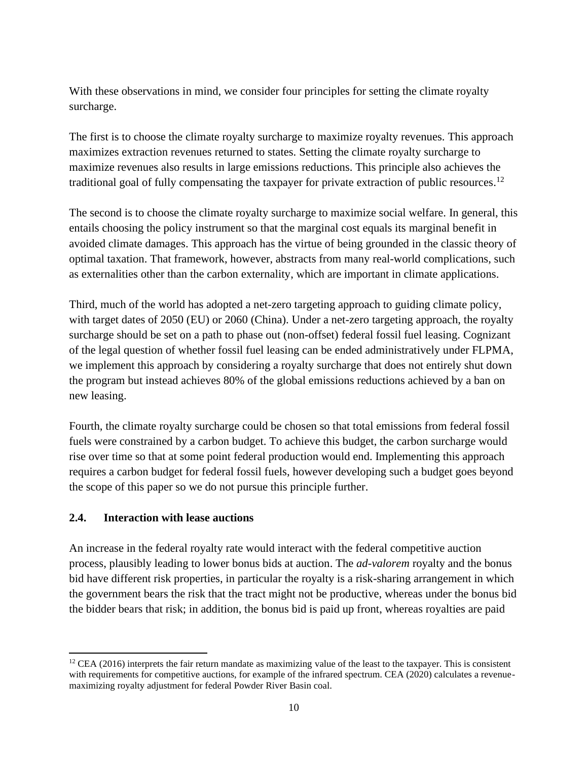With these observations in mind, we consider four principles for setting the climate royalty surcharge.

The first is to choose the climate royalty surcharge to maximize royalty revenues. This approach maximizes extraction revenues returned to states. Setting the climate royalty surcharge to maximize revenues also results in large emissions reductions. This principle also achieves the traditional goal of fully compensating the taxpayer for private extraction of public resources.[12]

The second is to choose the climate royalty surcharge to maximize social welfare. In general, this entails choosing the policy instrument so that the marginal cost equals its marginal benefit in avoided climate damages. This approach has the virtue of being grounded in the classic theory of optimal taxation. That framework, however, abstracts from many real-world complications, such as externalities other than the carbon externality, which are important in climate applications.

Third, much of the world has adopted a net-zero targeting approach to guiding climate policy, with target dates of 2050 (EU) or 2060 (China). Under a net-zero targeting approach, the royalty surcharge should be set on a path to phase out (non-offset) federal fossil fuel leasing. Cognizant of the legal question of whether fossil fuel leasing can be ended administratively under FLPMA, we implement this approach by considering a royalty surcharge that does not entirely shut down the program but instead achieves 80% of the global emissions reductions achieved by a ban on new leasing.

Fourth, the climate royalty surcharge could be chosen so that total emissions from federal fossil fuels were constrained by a carbon budget. To achieve this budget, the carbon surcharge would rise over time so that at some point federal production would end. Implementing this approach requires a carbon budget for federal fossil fuels, however developing such a budget goes beyond the scope of this paper so we do not pursue this principle further.

## 2.4. Interaction with lease auctions

An increase in the federal royalty rate would interact with the federal competitive auction process, plausibly leading to lower bonus bids at auction. The *ad-valorem* royalty and the bonus bid have different risk properties, in particular the royalty is a risk-sharing arrangement in which the government bears the risk that the tract might not be productive, whereas under the bonus bid the bidder bears that risk; in addition, the bonus bid is paid up front, whereas royalties are paid

[12] CEA (2016) interprets the fair return mandate as maximizing value of the least to the taxpayer. This is consistent with requirements for competitive auctions, for example of the infrared spectrum. CEA (2020) calculates a revenue-maximizing royalty adjustment for federal Powder River Basin coal.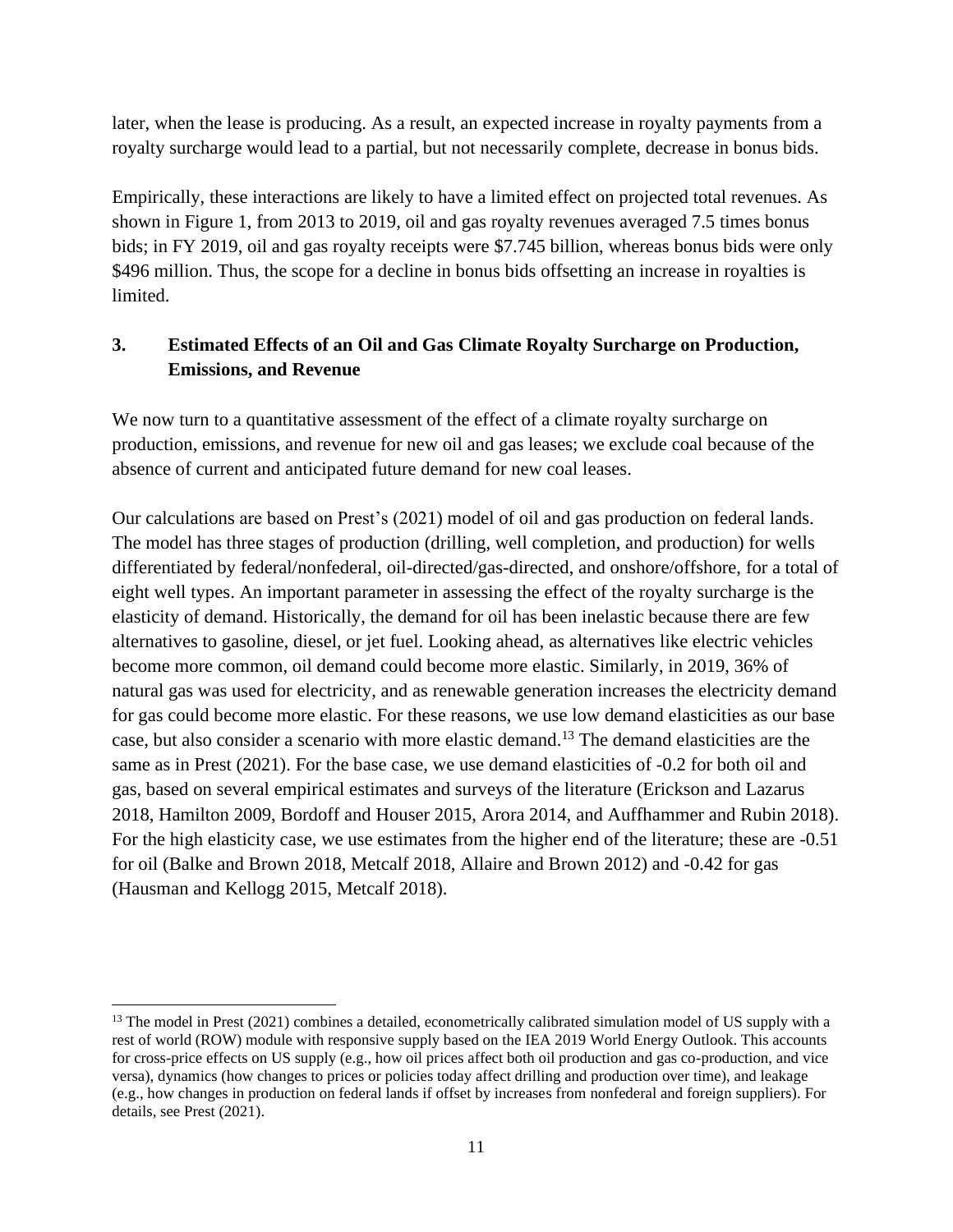later, when the lease is producing. As a result, an expected increase in royalty payments from a royalty surcharge would lead to a partial, but not necessarily complete, decrease in bonus bids.

Empirically, these interactions are likely to have a limited effect on projected total revenues. As shown in Figure 1, from 2013 to 2019, oil and gas royalty revenues averaged 7.5 times bonus bids; in FY 2019, oil and gas royalty receipts were $7.745 billion, whereas bonus bids were only $496 million. Thus, the scope for a decline in bonus bids offsetting an increase in royalties is limited.

## 3. Estimated Effects of an Oil and Gas Climate Royalty Surcharge on Production, Emissions, and Revenue

We now turn to a quantitative assessment of the effect of a climate royalty surcharge on production, emissions, and revenue for new oil and gas leases; we exclude coal because of the absence of current and anticipated future demand for new coal leases.

Our calculations are based on Prest's (2021) model of oil and gas production on federal lands. The model has three stages of production (drilling, well completion, and production) for wells differentiated by federal/nonfederal, oil-directed/gas-directed, and onshore/offshore, for a total of eight well types. An important parameter in assessing the effect of the royalty surcharge is the elasticity of demand. Historically, the demand for oil has been inelastic because there are few alternatives to gasoline, diesel, or jet fuel. Looking ahead, as alternatives like electric vehicles become more common, oil demand could become more elastic. Similarly, in 2019, 36% of natural gas was used for electricity, and as renewable generation increases the electricity demand for gas could become more elastic. For these reasons, we use low demand elasticities as our base case, but also consider a scenario with more elastic demand.[13] The demand elasticities are the same as in Prest (2021). For the base case, we use demand elasticities of -0.2 for both oil and gas, based on several empirical estimates and surveys of the literature (Erickson and Lazarus 2018, Hamilton 2009, Bordoff and Houser 2015, Arora 2014, and Auffhammer and Rubin 2018). For the high elasticity case, we use estimates from the higher end of the literature; these are -0.51 for oil (Balke and Brown 2018, Metcalf 2018, Allaire and Brown 2012) and -0.42 for gas (Hausman and Kellogg 2015, Metcalf 2018).

[13] The model in Prest (2021) combines a detailed, econometrically calibrated simulation model of US supply with a rest of world (ROW) module with responsive supply based on the IEA 2019 World Energy Outlook. This accounts for cross-price effects on US supply (e.g., how oil prices affect both oil production and gas co-production, and vice versa), dynamics (how changes to prices or policies today affect drilling and production over time), and leakage (e.g., how changes in production on federal lands if offset by increases from nonfederal and foreign suppliers). For details, see Prest (2021).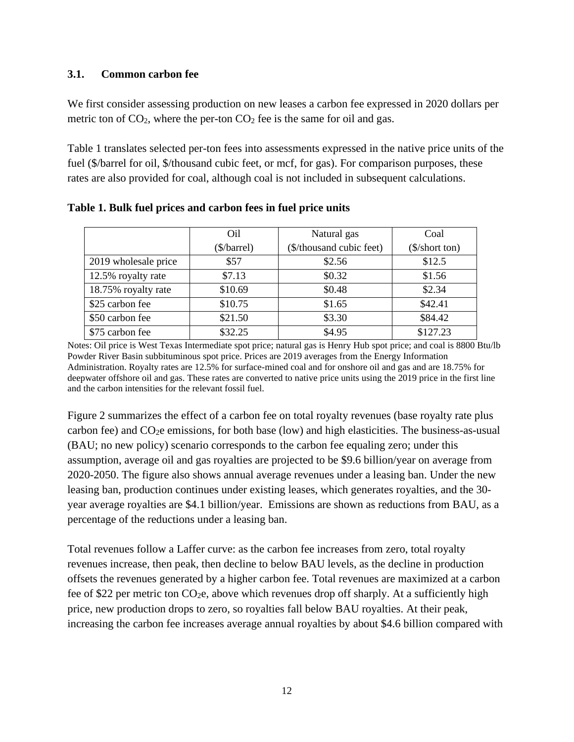### 3.1. Common carbon fee

We first consider assessing production on new leases a carbon fee expressed in 2020 dollars per metric ton of $CO_2$, where the per-ton $CO_2$ fee is the same for oil and gas.

Table 1 translates selected per-ton fees into assessments expressed in the native price units of the fuel ($/barrel for oil, $/thousand cubic feet, or mcf, for gas). For comparison purposes, these rates are also provided for coal, although coal is not included in subsequent calculations.

**Table 1. Bulk fuel prices and carbon fees in fuel price units**

| | Oil ($/barrel) | Natural gas ($/thousand cubic feet) | Coal ($/short ton) |
|---|---|---|---|
| 2019 wholesale price | $57 | $2.56 | $12.5 |
| 12.5% royalty rate | $7.13 | $0.32 | $1.56 |
| 18.75% royalty rate | $10.69 | $0.48 | $2.34 |
| $25 carbon fee | $10.75 | $1.65 | $42.41 |
| $50 carbon fee | $21.50 | $3.30 | $84.42 |
| $75 carbon fee | $32.25 | $4.95 | $127.23 |

Notes: Oil price is West Texas Intermediate spot price; natural gas is Henry Hub spot price; and coal is 8800 Btu/lb Powder River Basin subbituminous spot price. Prices are 2019 averages from the Energy Information Administration. Royalty rates are 12.5% for surface-mined coal and for onshore oil and gas and are 18.75% for deepwater offshore oil and gas. These rates are converted to native price units using the 2019 price in the first line and the carbon intensities for the relevant fossil fuel.

Figure 2 summarizes the effect of a carbon fee on total royalty revenues (base royalty rate plus carbon fee) and $CO_2e$ emissions, for both base (low) and high elasticities. The business-as-usual (BAU; no new policy) scenario corresponds to the carbon fee equaling zero; under this assumption, average oil and gas royalties are projected to be $9.6 billion/year on average from 2020-2050. The figure also shows annual average revenues under a leasing ban. Under the new leasing ban, production continues under existing leases, which generates royalties, and the 30-year average royalties are $4.1 billion/year. Emissions are shown as reductions from BAU, as a percentage of the reductions under a leasing ban.

Total revenues follow a Laffer curve: as the carbon fee increases from zero, total royalty revenues increase, then peak, then decline to below BAU levels, as the decline in production offsets the revenues generated by a higher carbon fee. Total revenues are maximized at a carbon fee of $22 per metric ton $CO_2e$, above which revenues drop off sharply. At a sufficiently high price, new production drops to zero, so royalties fall below BAU royalties. At their peak, increasing the carbon fee increases average annual royalties by about $4.6 billion compared with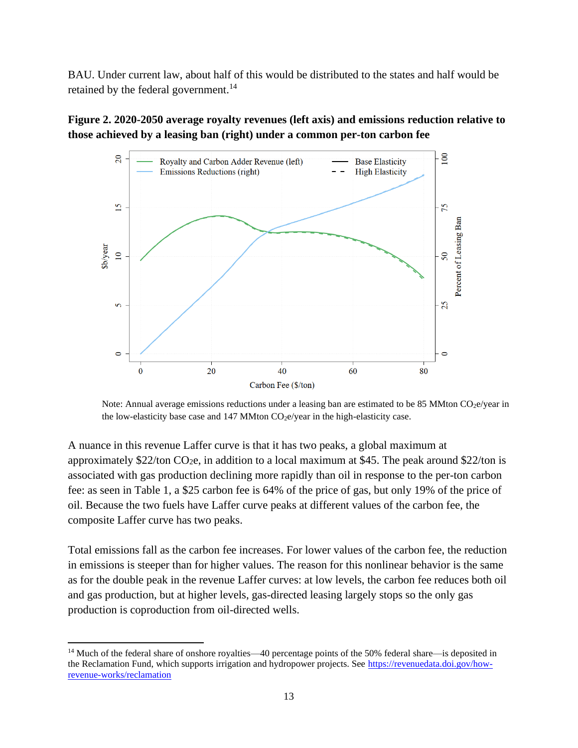BAU. Under current law, about half of this would be distributed to the states and half would be retained by the federal government.[14]

**Figure 2. 2020-2050 average royalty revenues (left axis) and emissions reduction relative to those achieved by a leasing ban (right) under a common per-ton carbon fee**

Note: Annual average emissions reductions under a leasing ban are estimated to be 85 MMton $CO_2e$/year in the low-elasticity base case and 147 MMton $CO_2e$/year in the high-elasticity case.

A nuance in this revenue Laffer curve is that it has two peaks, a global maximum at approximately \$22/ton $CO_2e$, in addition to a local maximum at \$45. The peak around \$22/ton is associated with gas production declining more rapidly than oil in response to the per-ton carbon fee: as seen in Table 1, a \$25 carbon fee is 64% of the price of gas, but only 19% of the price of oil. Because the two fuels have Laffer curve peaks at different values of the carbon fee, the composite Laffer curve has two peaks.

Total emissions fall as the carbon fee increases. For lower values of the carbon fee, the reduction in emissions is steeper than for higher values. The reason for this nonlinear behavior is the same as for the double peak in the revenue Laffer curves: at low levels, the carbon fee reduces both oil and gas production, but at higher levels, gas-directed leasing largely stops so the only gas production is coproduction from oil-directed wells.

[14] Much of the federal share of onshore royalties—40 percentage points of the 50% federal share—is deposited in the Reclamation Fund, which supports irrigation and hydropower projects. See [https://revenuedata.doi.gov/how-revenue-works/reclamation](https://revenuedata.doi.gov/how-revenue-works/reclamation)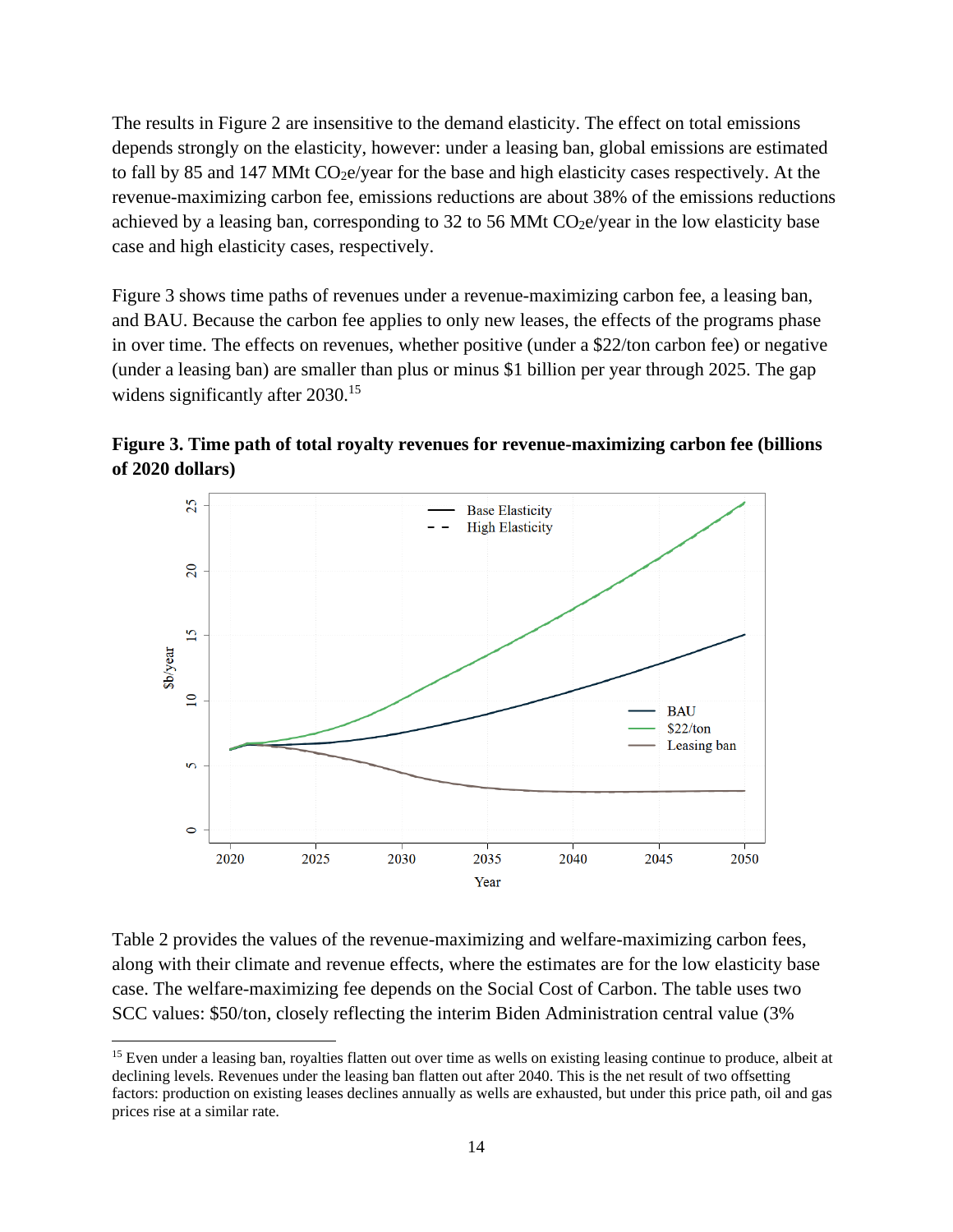The results in Figure 2 are insensitive to the demand elasticity. The effect on total emissions depends strongly on the elasticity, however: under a leasing ban, global emissions are estimated to fall by 85 and 147 MMt $CO_2e$/year for the base and high elasticity cases respectively. At the revenue-maximizing carbon fee, emissions reductions are about 38% of the emissions reductions achieved by a leasing ban, corresponding to 32 to 56 MMt $CO_2e$/year in the low elasticity base case and high elasticity cases, respectively.

Figure 3 shows time paths of revenues under a revenue-maximizing carbon fee, a leasing ban, and BAU. Because the carbon fee applies to only new leases, the effects of the programs phase in over time. The effects on revenues, whether positive (under a $22/ton carbon fee) or negative (under a leasing ban) are smaller than plus or minus $1 billion per year through 2025. The gap widens significantly after 2030.[15]

**Figure 3. Time path of total royalty revenues for revenue-maximizing carbon fee (billions of 2020 dollars)**

Table 2 provides the values of the revenue-maximizing and welfare-maximizing carbon fees, along with their climate and revenue effects, where the estimates are for the low elasticity base case. The welfare-maximizing fee depends on the Social Cost of Carbon. The table uses two SCC values: $50/ton, closely reflecting the interim Biden Administration central value (3%

[15] Even under a leasing ban, royalties flatten out over time as wells on existing leasing continue to produce, albeit at declining levels. Revenues under the leasing ban flatten out after 2040. This is the net result of two offsetting factors: production on existing leases declines annually as wells are exhausted, but under this price path, oil and gas prices rise at a similar rate.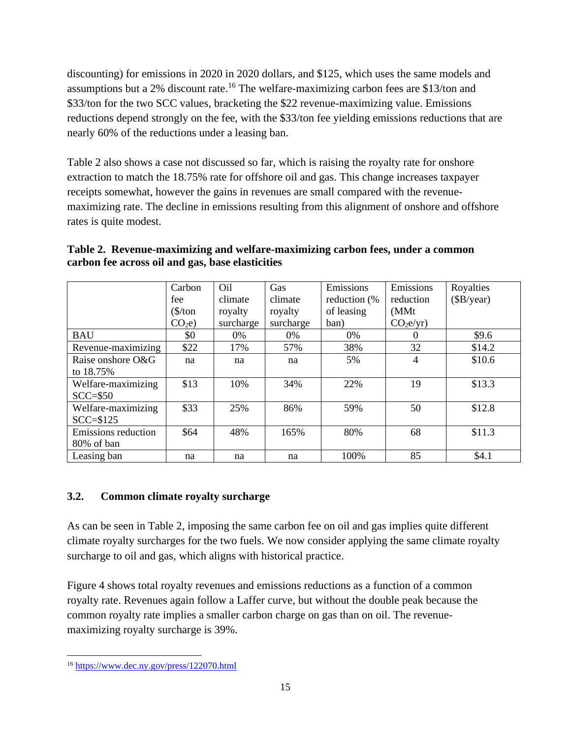discounting) for emissions in 2020 in 2020 dollars, and $125, which uses the same models and assumptions but a 2% discount rate.[16] The welfare-maximizing carbon fees are $13/ton and $33/ton for the two SCC values, bracketing the $22 revenue-maximizing value. Emissions reductions depend strongly on the fee, with the $33/ton fee yielding emissions reductions that are nearly 60% of the reductions under a leasing ban.

Table 2 also shows a case not discussed so far, which is raising the royalty rate for onshore extraction to match the 18.75% rate for offshore oil and gas. This change increases taxpayer receipts somewhat, however the gains in revenues are small compared with the revenue-maximizing rate. The decline in emissions resulting from this alignment of onshore and offshore rates is quite modest.

**Table 2. Revenue-maximizing and welfare-maximizing carbon fees, under a common carbon fee across oil and gas, base elasticities**

| | Carbon fee ($/ton $CO_2e$) | Oil climate royalty surcharge | Gas climate royalty surcharge | Emissions reduction (% of leasing ban) | Emissions reduction (MMt $CO_2e$/yr) | Royalties ($B/year) |
|---|---|---|---|---|---|---|
| BAU | $0 | 0% | 0% | 0% | 0 | $9.6 |
| Revenue-maximizing | $22 | 17% | 57% | 38% | 32 | $14.2 |
| Raise onshore O&G to 18.75% | na | na | na | 5% | 4 | $10.6 |
| Welfare-maximizing SCC=$50 | $13 | 10% | 34% | 22% | 19 | $13.3 |
| Welfare-maximizing SCC=$125 | $33 | 25% | 86% | 59% | 50 | $12.8 |
| Emissions reduction 80% of ban | $64 | 48% | 165% | 80% | 68 | $11.3 |
| Leasing ban | na | na | na | 100% | 85 | $4.1 |

### 3.2. Common climate royalty surcharge

As can be seen in Table 2, imposing the same carbon fee on oil and gas implies quite different climate royalty surcharges for the two fuels. We now consider applying the same climate royalty surcharge to oil and gas, which aligns with historical practice.

Figure 4 shows total royalty revenues and emissions reductions as a function of a common royalty rate. Revenues again follow a Laffer curve, but without the double peak because the common royalty rate implies a smaller carbon charge on gas than on oil. The revenue-maximizing royalty surcharge is 39%.

---

[16] https://www.dec.ny.gov/press/122070.html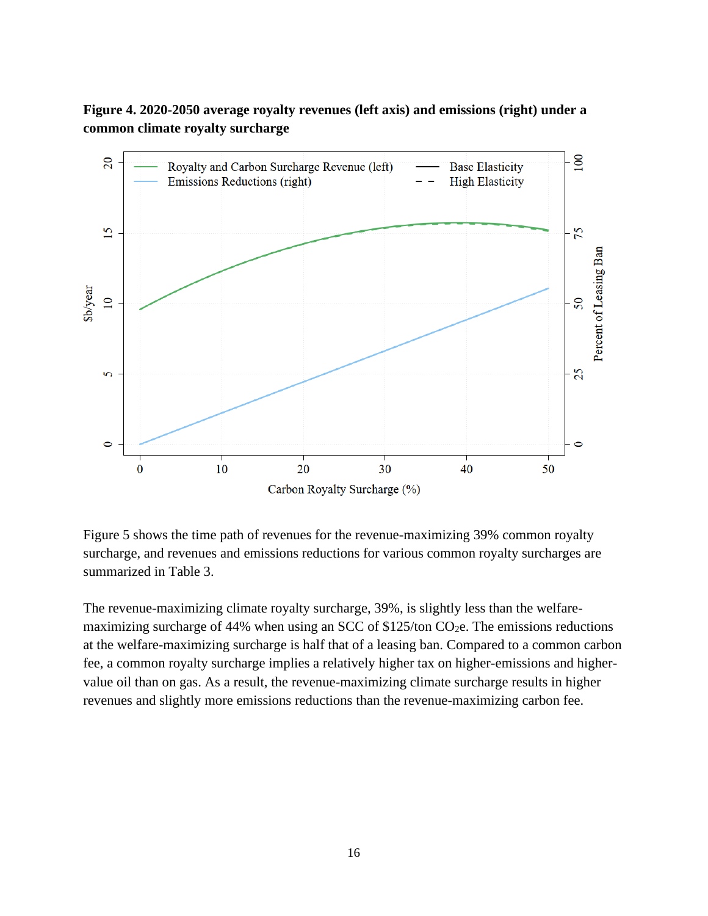**Figure 4. 2020-2050 average royalty revenues (left axis) and emissions (right) under a common climate royalty surcharge**

Figure 5 shows the time path of revenues for the revenue-maximizing 39% common royalty surcharge, and revenues and emissions reductions for various common royalty surcharges are summarized in Table 3.

The revenue-maximizing climate royalty surcharge, 39%, is slightly less than the welfare-maximizing surcharge of 44% when using an SCC of \$125/ton $CO_2e$. The emissions reductions at the welfare-maximizing surcharge is half that of a leasing ban. Compared to a common carbon fee, a common royalty surcharge implies a relatively higher tax on higher-emissions and higher-value oil than on gas. As a result, the revenue-maximizing climate surcharge results in higher revenues and slightly more emissions reductions than the revenue-maximizing carbon fee.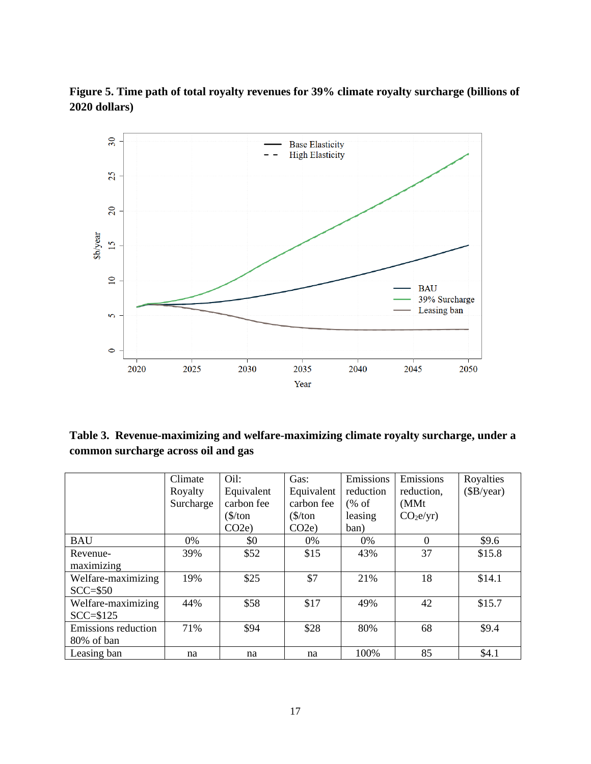**Figure 5. Time path of total royalty revenues for 39% climate royalty surcharge (billions of 2020 dollars)**

**Table 3. Revenue-maximizing and welfare-maximizing climate royalty surcharge, under a common surcharge across oil and gas**

| | Climate Royalty Surcharge | Oil: Equivalent carbon fee ($/ton CO2e) | Gas: Equivalent carbon fee ($/ton CO2e) | Emissions reduction (% of leasing ban) | Emissions reduction, (MMt $CO_2$e/yr) | Royalties ($B/year) |
|---|---|---|---|---|---|---|
| BAU | 0% | $0 | 0% | 0% | 0 | $9.6 |
| Revenue-maximizing | 39% | $52 | $15 | 43% | 37 | $15.8 |
| Welfare-maximizing SCC=$50 | 19% | $25 | $7 | 21% | 18 | $14.1 |
| Welfare-maximizing SCC=$125 | 44% | $58 | $17 | 49% | 42 | $15.7 |
| Emissions reduction 80% of ban | 71% | $94 | $28 | 80% | 68 | $9.4 |
| Leasing ban | na | na | na | 100% | 85 | $4.1 |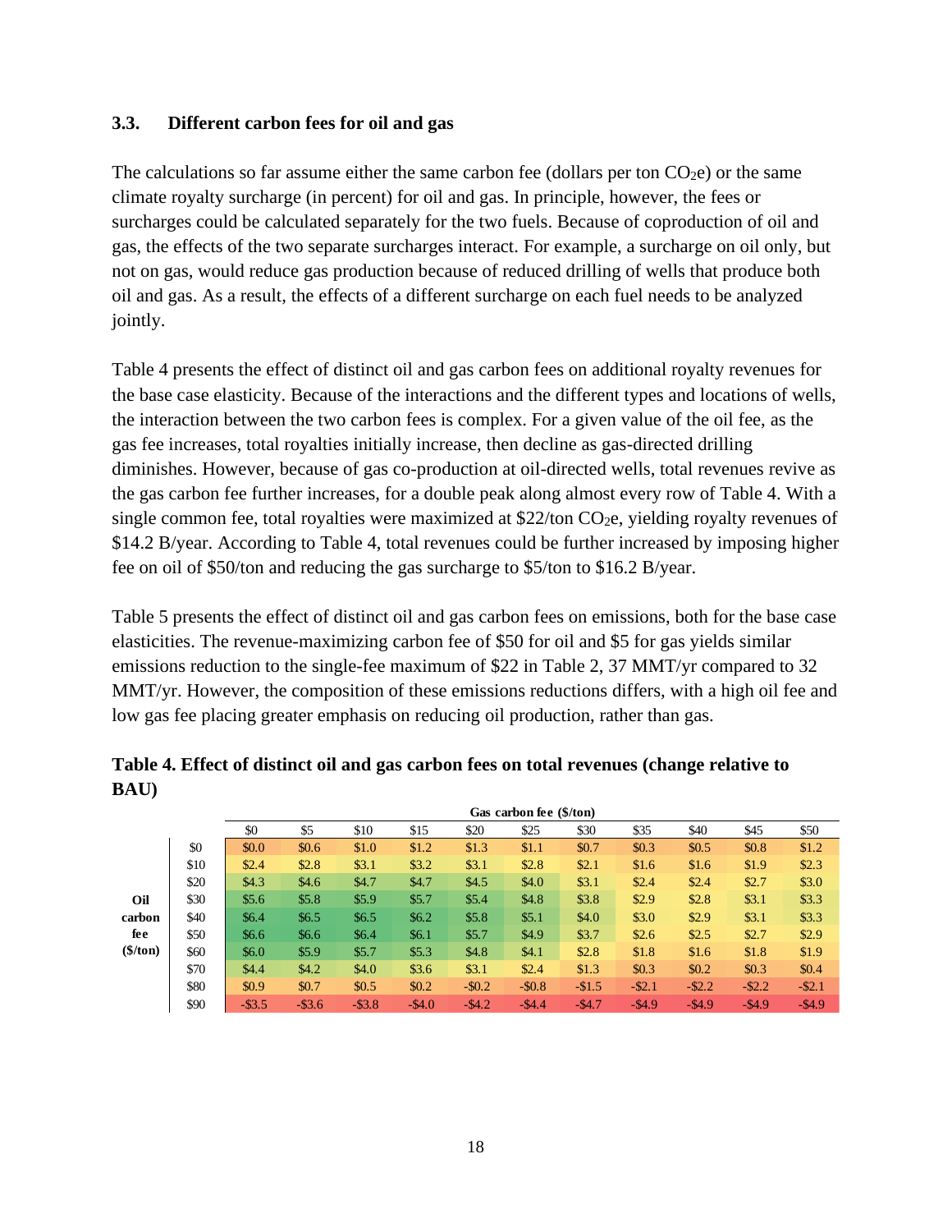### 3.3. Different carbon fees for oil and gas

The calculations so far assume either the same carbon fee (dollars per ton $CO_2e$) or the same climate royalty surcharge (in percent) for oil and gas. In principle, however, the fees or surcharges could be calculated separately for the two fuels. Because of coproduction of oil and gas, the effects of the two separate surcharges interact. For example, a surcharge on oil only, but not on gas, would reduce gas production because of reduced drilling of wells that produce both oil and gas. As a result, the effects of a different surcharge on each fuel needs to be analyzed jointly.

Table 4 presents the effect of distinct oil and gas carbon fees on additional royalty revenues for the base case elasticity. Because of the interactions and the different types and locations of wells, the interaction between the two carbon fees is complex. For a given value of the oil fee, as the gas fee increases, total royalties initially increase, then decline as gas-directed drilling diminishes. However, because of gas co-production at oil-directed wells, total revenues revive as the gas carbon fee further increases, for a double peak along almost every row of Table 4. With a single common fee, total royalties were maximized at \$22/ton $CO_2e$, yielding royalty revenues of \$14.2 B/year. According to Table 4, total revenues could be further increased by imposing higher fee on oil of \$50/ton and reducing the gas surcharge to \$5/ton to \$16.2 B/year.

Table 5 presents the effect of distinct oil and gas carbon fees on emissions, both for the base case elasticities. The revenue-maximizing carbon fee of \$50 for oil and \$5 for gas yields similar emissions reduction to the single-fee maximum of \$22 in Table 2, 37 MMT/yr compared to 32 MMT/yr. However, the composition of these emissions reductions differs, with a high oil fee and low gas fee placing greater emphasis on reducing oil production, rather than gas.

**Table 4. Effect of distinct oil and gas carbon fees on total revenues (change relative to BAU)**

| | | Gas carbon fee ($/ton) | | | | | | | | | | |
|---|---|---|---|---|---|---|---|---|---|---|---|---|
| | | $0 | $5 | $10 | $15 | $20 | $25 | $30 | $35 | $40 | $45 | $50 |
| **Oil carbon fee ($/ton)** | $0 | $0.0 | $0.6 | $1.0 | $1.2 | $1.3 | $1.1 | $0.7 | $0.3 | $0.5 | $0.8 | $1.2 |
| | $10 | $2.4 | $2.8 | $3.1 | $3.2 | $3.1 | $2.8 | $2.1 | $1.6 | $1.6 | $1.9 | $2.3 |
| | $20 | $4.3 | $4.6 | $4.7 | $4.7 | $4.5 | $4.0 | $3.1 | $2.4 | $2.4 | $2.7 | $3.0 |
| | $30 | $5.6 | $5.8 | $5.9 | $5.7 | $5.4 | $4.8 | $3.8 | $2.9 | $2.8 | $3.1 | $3.3 |
| | $40 | $6.4 | $6.5 | $6.5 | $6.2 | $5.8 | $5.1 | $4.0 | $3.0 | $2.9 | $3.1 | $3.3 |
| | $50 | $6.6 | $6.6 | $6.4 | $6.1 | $5.7 | $4.9 | $3.7 | $2.6 | $2.5 | $2.7 | $2.9 |
| | $60 | $6.0 | $5.9 | $5.7 | $5.3 | $4.8 | $4.1 | $2.8 | $1.8 | $1.6 | $1.8 | $1.9 |
| | $70 | $4.4 | $4.2 | $4.0 | $3.6 | $3.1 | $2.4 | $1.3 | $0.3 | $0.2 | $0.3 | $0.4 |
| | $80 | $0.9 | $0.7 | $0.5 | $0.2 | -$0.2 | -$0.8 | -$1.5 | -$2.1 | -$2.2 | -$2.2 | -$2.1 |
| | $90 | -$3.5 | -$3.6 | -$3.8 | -$4.0 | -$4.2 | -$4.4 | -$4.7 | -$4.9 | -$4.9 | -$4.9 | -$4.9 |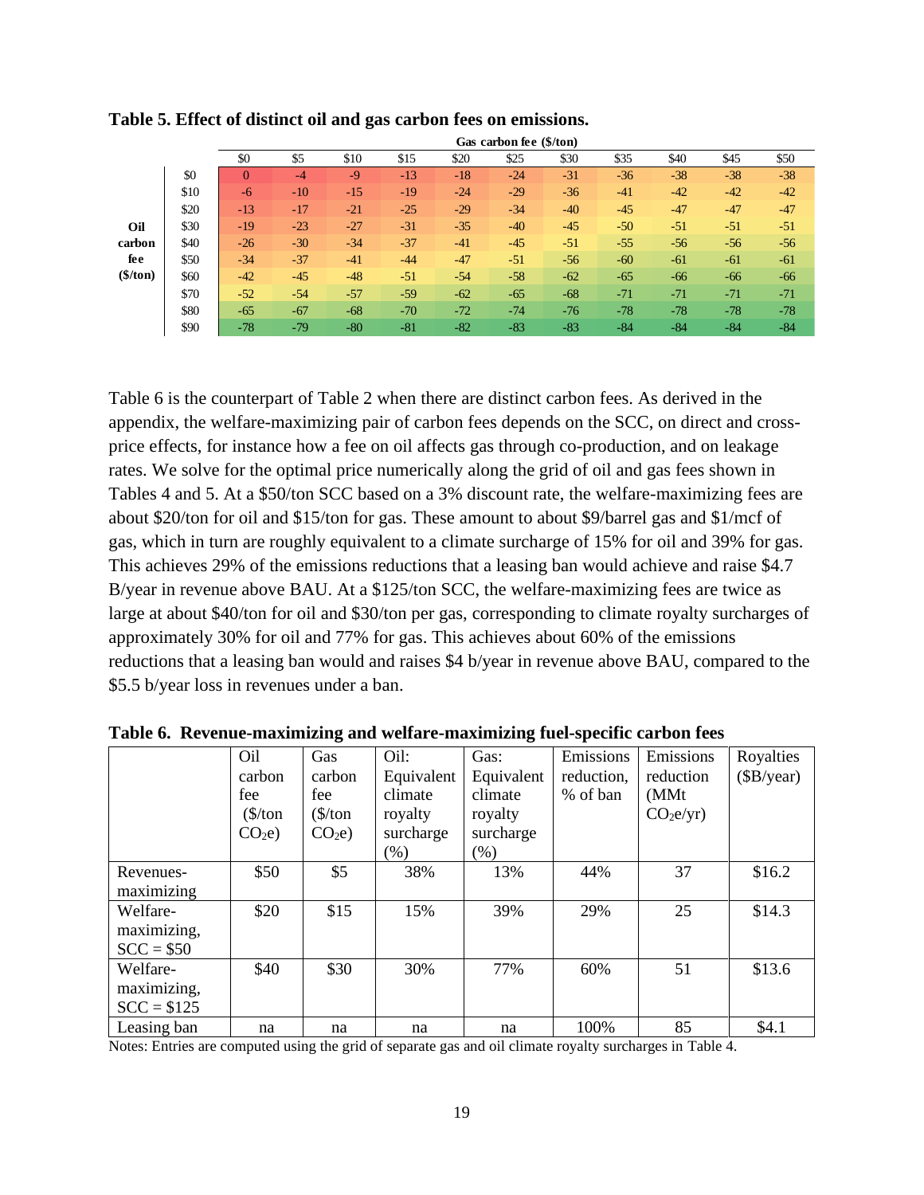**Table 5. Effect of distinct oil and gas carbon fees on emissions.**

| | | Gas carbon fee ($/ton) | | | | | | | | | | |
|---|---|---|---|---|---|---|---|---|---|---|---|---|
| | | $0 | $5 | $10 | $15 | $20 | $25 | $30 | $35 | $40 | $45 | $50 |
| Oil carbon fee ($/ton) | $0 | 0 | -4 | -9 | -13 | -18 | -24 | -31 | -36 | -38 | -38 | -38 |
| | $10 | -6 | -10 | -15 | -19 | -24 | -29 | -36 | -41 | -42 | -42 | -42 |
| | $20 | -13 | -17 | -21 | -25 | -29 | -34 | -40 | -45 | -47 | -47 | -47 |
| | $30 | -19 | -23 | -27 | -31 | -35 | -40 | -45 | -50 | -51 | -51 | -51 |
| | $40 | -26 | -30 | -34 | -37 | -41 | -45 | -51 | -55 | -56 | -56 | -56 |
| | $50 | -34 | -37 | -41 | -44 | -47 | -51 | -56 | -60 | -61 | -61 | -61 |
| | $60 | -42 | -45 | -48 | -51 | -54 | -58 | -62 | -65 | -66 | -66 | -66 |
| | $70 | -52 | -54 | -57 | -59 | -62 | -65 | -68 | -71 | -71 | -71 | -71 |
| | $80 | -65 | -67 | -68 | -70 | -72 | -74 | -76 | -78 | -78 | -78 | -78 |
| | $90 | -78 | -79 | -80 | -81 | -82 | -83 | -83 | -84 | -84 | -84 | -84 |

Table 6 is the counterpart of Table 2 when there are distinct carbon fees. As derived in the appendix, the welfare-maximizing pair of carbon fees depends on the SCC, on direct and cross-price effects, for instance how a fee on oil affects gas through co-production, and on leakage rates. We solve for the optimal price numerically along the grid of oil and gas fees shown in Tables 4 and 5. At a $50/ton SCC based on a 3% discount rate, the welfare-maximizing fees are about $20/ton for oil and $15/ton for gas. These amount to about $9/barrel gas and $1/mcf of gas, which in turn are roughly equivalent to a climate surcharge of 15% for oil and 39% for gas. This achieves 29% of the emissions reductions that a leasing ban would achieve and raise $4.7 B/year in revenue above BAU. At a $125/ton SCC, the welfare-maximizing fees are twice as large at about $40/ton for oil and $30/ton per gas, corresponding to climate royalty surcharges of approximately 30% for oil and 77% for gas. This achieves about 60% of the emissions reductions that a leasing ban would and raises $4 b/year in revenue above BAU, compared to the $5.5 b/year loss in revenues under a ban.

**Table 6. Revenue-maximizing and welfare-maximizing fuel-specific carbon fees**

| | Oil carbon fee ($/ton $CO_2e$) | Gas carbon fee ($/ton $CO_2e$) | Oil: Equivalent climate royalty surcharge (%) | Gas: Equivalent climate royalty surcharge (%) | Emissions reduction, % of ban | Emissions reduction (MMt $CO_2e$/yr) | Royalties ($B/year) |
|---|---|---|---|---|---|---|---|
| Revenues-maximizing | $50 | $5 | 38% | 13% | 44% | 37 | $16.2 |
| Welfare-maximizing, SCC = $50 | $20 | $15 | 15% | 39% | 29% | 25 | $14.3 |
| Welfare-maximizing, SCC = $125 | $40 | $30 | 30% | 77% | 60% | 51 | $13.6 |
| Leasing ban | na | na | na | na | 100% | 85 | $4.1 |

Notes: Entries are computed using the grid of separate gas and oil climate royalty surcharges in Table 4.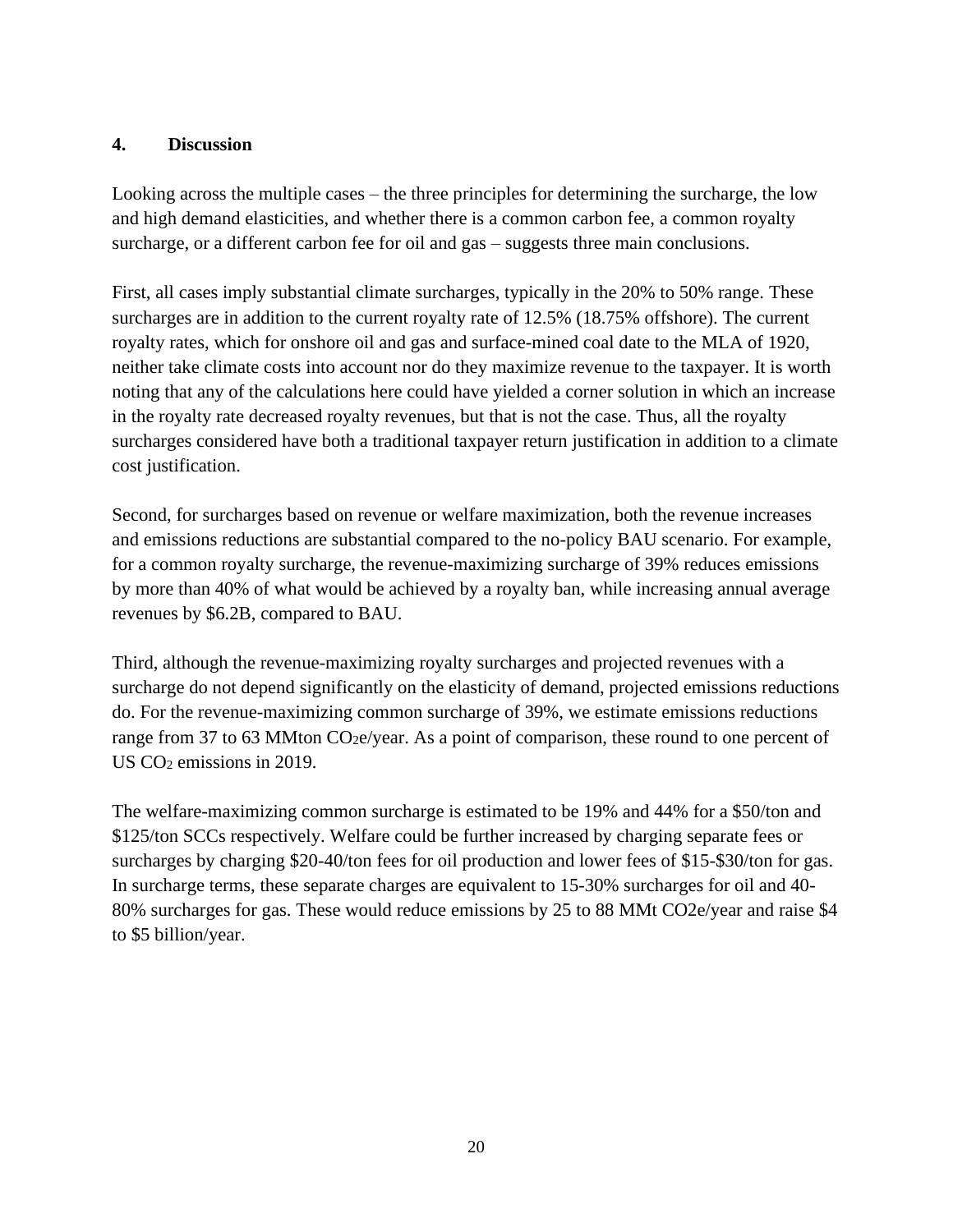## 4. Discussion

Looking across the multiple cases – the three principles for determining the surcharge, the low and high demand elasticities, and whether there is a common carbon fee, a common royalty surcharge, or a different carbon fee for oil and gas – suggests three main conclusions.

First, all cases imply substantial climate surcharges, typically in the 20% to 50% range. These surcharges are in addition to the current royalty rate of 12.5% (18.75% offshore). The current royalty rates, which for onshore oil and gas and surface-mined coal date to the MLA of 1920, neither take climate costs into account nor do they maximize revenue to the taxpayer. It is worth noting that any of the calculations here could have yielded a corner solution in which an increase in the royalty rate decreased royalty revenues, but that is not the case. Thus, all the royalty surcharges considered have both a traditional taxpayer return justification in addition to a climate cost justification.

Second, for surcharges based on revenue or welfare maximization, both the revenue increases and emissions reductions are substantial compared to the no-policy BAU scenario. For example, for a common royalty surcharge, the revenue-maximizing surcharge of 39% reduces emissions by more than 40% of what would be achieved by a royalty ban, while increasing annual average revenues by $6.2B, compared to BAU.

Third, although the revenue-maximizing royalty surcharges and projected revenues with a surcharge do not depend significantly on the elasticity of demand, projected emissions reductions do. For the revenue-maximizing common surcharge of 39%, we estimate emissions reductions range from 37 to 63 MMton $CO_2e$/year. As a point of comparison, these round to one percent of US $CO_2$ emissions in 2019.

The welfare-maximizing common surcharge is estimated to be 19% and 44% for a $50/ton and $125/ton SCCs respectively. Welfare could be further increased by charging separate fees or surcharges by charging $20-40/ton fees for oil production and lower fees of $15-$30/ton for gas. In surcharge terms, these separate charges are equivalent to 15-30% surcharges for oil and 40-80% surcharges for gas. These would reduce emissions by 25 to 88 MMt $CO_2e$/year and raise $4 to $5 billion/year.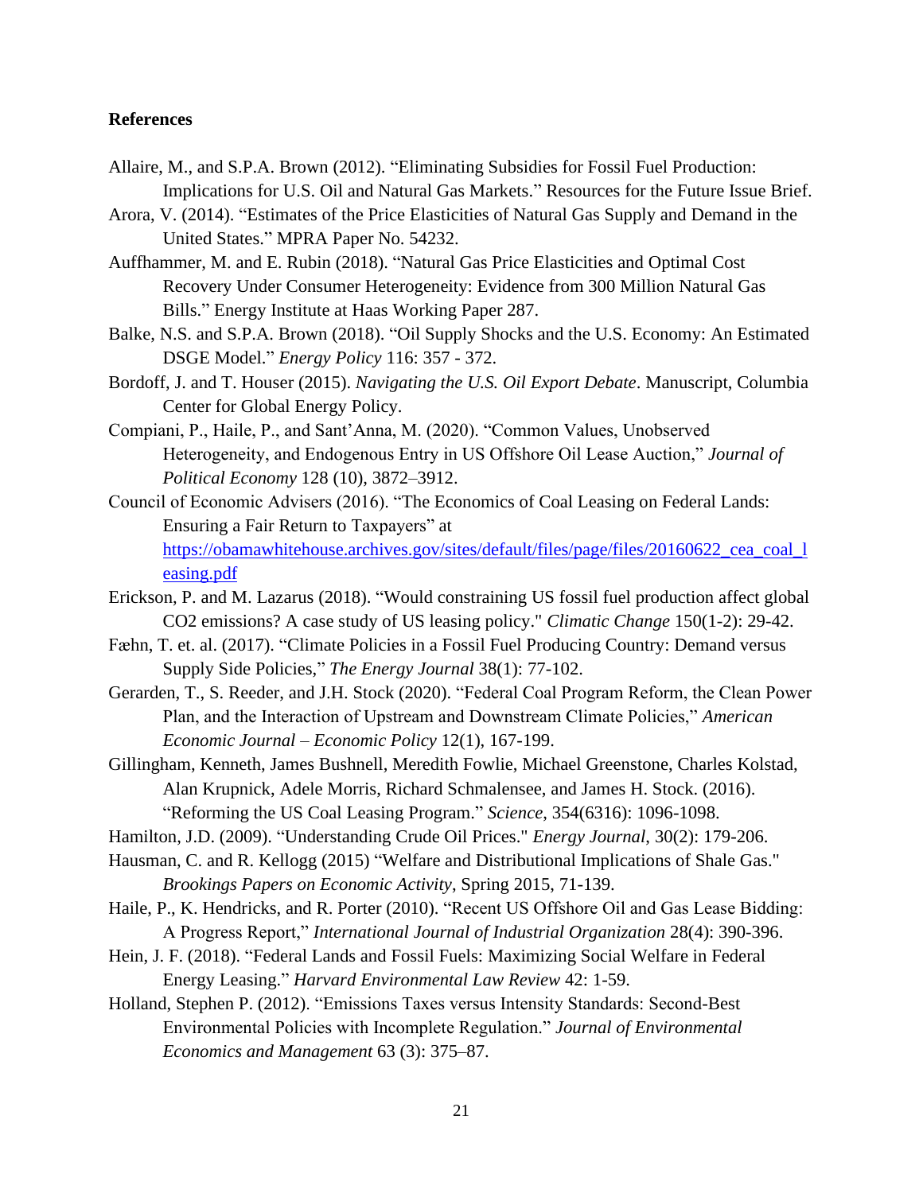**References**

Allaire, M., and S.P.A. Brown (2012). "Eliminating Subsidies for Fossil Fuel Production: Implications for U.S. Oil and Natural Gas Markets." Resources for the Future Issue Brief.

Arora, V. (2014). "Estimates of the Price Elasticities of Natural Gas Supply and Demand in the United States." MPRA Paper No. 54232.

Auffhammer, M. and E. Rubin (2018). "Natural Gas Price Elasticities and Optimal Cost Recovery Under Consumer Heterogeneity: Evidence from 300 Million Natural Gas Bills." Energy Institute at Haas Working Paper 287.

Balke, N.S. and S.P.A. Brown (2018). "Oil Supply Shocks and the U.S. Economy: An Estimated DSGE Model." *Energy Policy* 116: 357 - 372.

Bordoff, J. and T. Houser (2015). *Navigating the U.S. Oil Export Debate*. Manuscript, Columbia Center for Global Energy Policy.

Compiani, P., Haile, P., and Sant'Anna, M. (2020). "Common Values, Unobserved Heterogeneity, and Endogenous Entry in US Offshore Oil Lease Auction," *Journal of Political Economy* 128 (10), 3872–3912.

Council of Economic Advisers (2016). "The Economics of Coal Leasing on Federal Lands: Ensuring a Fair Return to Taxpayers" at https://obamawhitehouse.archives.gov/sites/default/files/page/files/20160622_cea_coal_leasing.pdf

Erickson, P. and M. Lazarus (2018). "Would constraining US fossil fuel production affect global CO2 emissions? A case study of US leasing policy." *Climatic Change* 150(1-2): 29-42.

Fæhn, T. et. al. (2017). "Climate Policies in a Fossil Fuel Producing Country: Demand versus Supply Side Policies," *The Energy Journal* 38(1): 77-102.

Gerarden, T., S. Reeder, and J.H. Stock (2020). "Federal Coal Program Reform, the Clean Power Plan, and the Interaction of Upstream and Downstream Climate Policies," *American Economic Journal – Economic Policy* 12(1), 167-199.

Gillingham, Kenneth, James Bushnell, Meredith Fowlie, Michael Greenstone, Charles Kolstad, Alan Krupnick, Adele Morris, Richard Schmalensee, and James H. Stock. (2016). "Reforming the US Coal Leasing Program." *Science*, 354(6316): 1096-1098.

Hamilton, J.D. (2009). "Understanding Crude Oil Prices." *Energy Journal*, 30(2): 179-206.

Hausman, C. and R. Kellogg (2015) "Welfare and Distributional Implications of Shale Gas." *Brookings Papers on Economic Activity*, Spring 2015, 71-139.

Haile, P., K. Hendricks, and R. Porter (2010). "Recent US Offshore Oil and Gas Lease Bidding: A Progress Report," *International Journal of Industrial Organization* 28(4): 390-396.

Hein, J. F. (2018). "Federal Lands and Fossil Fuels: Maximizing Social Welfare in Federal Energy Leasing." *Harvard Environmental Law Review* 42: 1-59.

Holland, Stephen P. (2012). "Emissions Taxes versus Intensity Standards: Second-Best Environmental Policies with Incomplete Regulation." *Journal of Environmental Economics and Management* 63 (3): 375–87.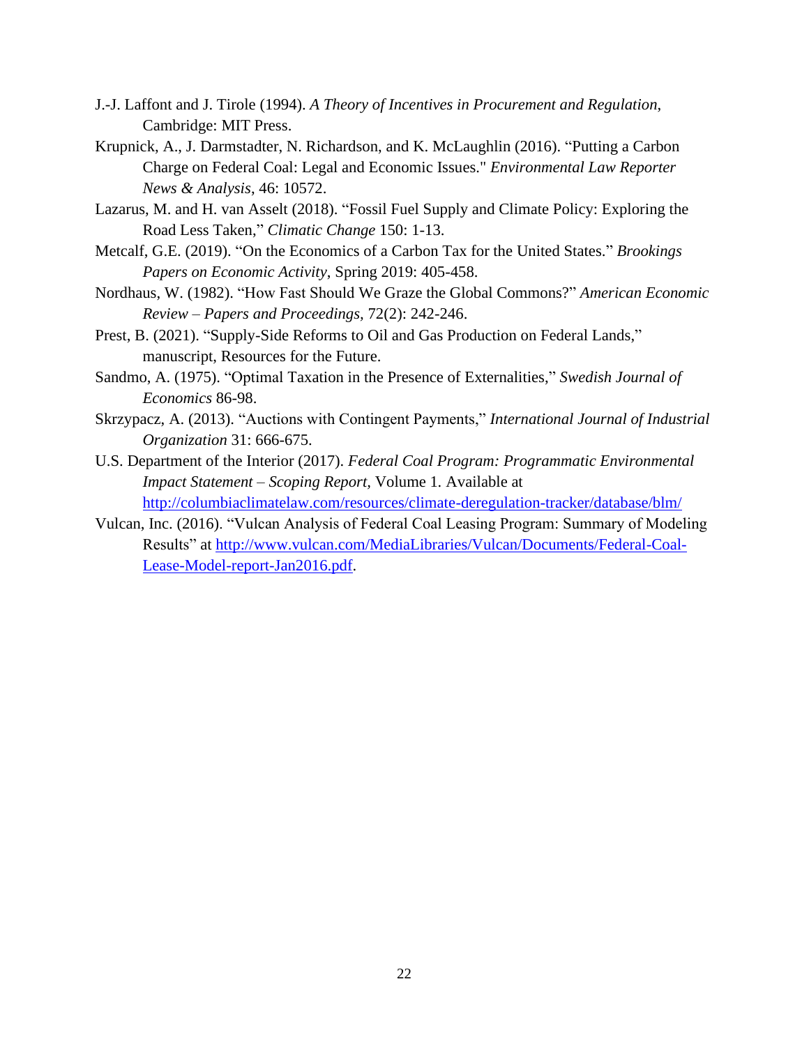J.-J. Laffont and J. Tirole (1994). *A Theory of Incentives in Procurement and Regulation*, Cambridge: MIT Press.

Krupnick, A., J. Darmstadter, N. Richardson, and K. McLaughlin (2016). "Putting a Carbon Charge on Federal Coal: Legal and Economic Issues." *Environmental Law Reporter News & Analysis*, 46: 10572.

Lazarus, M. and H. van Asselt (2018). "Fossil Fuel Supply and Climate Policy: Exploring the Road Less Taken," *Climatic Change* 150: 1-13.

Metcalf, G.E. (2019). "On the Economics of a Carbon Tax for the United States." *Brookings Papers on Economic Activity*, Spring 2019: 405-458.

Nordhaus, W. (1982). "How Fast Should We Graze the Global Commons?" *American Economic Review – Papers and Proceedings*, 72(2): 242-246.

Prest, B. (2021). "Supply-Side Reforms to Oil and Gas Production on Federal Lands," manuscript, Resources for the Future.

Sandmo, A. (1975). "Optimal Taxation in the Presence of Externalities," *Swedish Journal of Economics* 86-98.

Skrzypacz, A. (2013). "Auctions with Contingent Payments," *International Journal of Industrial Organization* 31: 666-675.

U.S. Department of the Interior (2017). *Federal Coal Program: Programmatic Environmental Impact Statement – Scoping Report*, Volume 1. Available at http://columbiaclimatelaw.com/resources/climate-deregulation-tracker/database/blm/

Vulcan, Inc. (2016). "Vulcan Analysis of Federal Coal Leasing Program: Summary of Modeling Results" at http://www.vulcan.com/MediaLibraries/Vulcan/Documents/Federal-Coal-Lease-Model-report-Jan2016.pdf.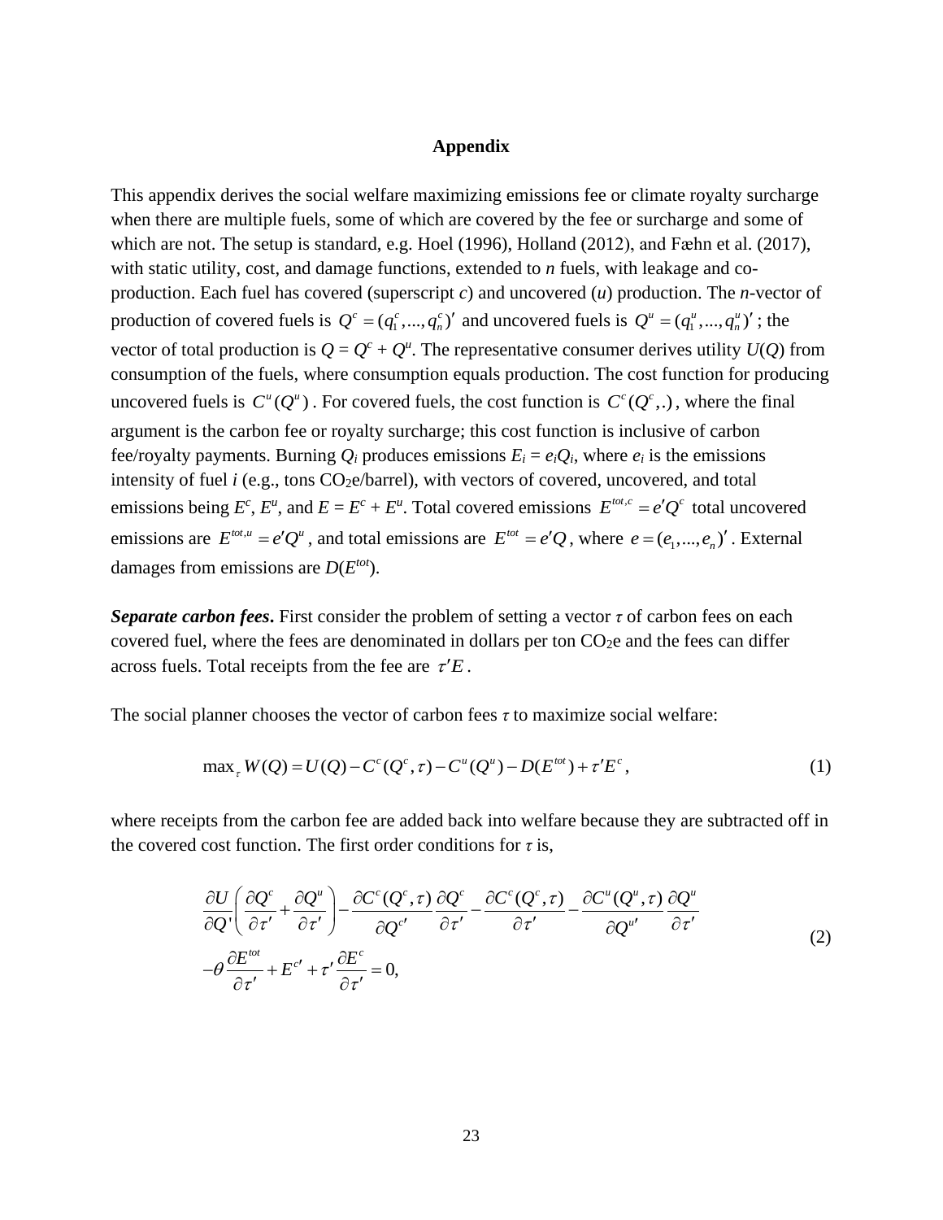## Appendix

This appendix derives the social welfare maximizing emissions fee or climate royalty surcharge when there are multiple fuels, some of which are covered by the fee or surcharge and some of which are not. The setup is standard, e.g. Hoel (1996), Holland (2012), and Fæhn et al. (2017), with static utility, cost, and damage functions, extended to *n* fuels, with leakage and co-production. Each fuel has covered (superscript *c*) and uncovered (*u*) production. The *n*-vector of production of covered fuels is $Q^c = (q_1^c, ..., q_n^c)'$ and uncovered fuels is $Q^u = (q_1^u, ..., q_n^u)'$; the vector of total production is $Q = Q^c + Q^u$. The representative consumer derives utility $U(Q)$ from consumption of the fuels, where consumption equals production. The cost function for producing uncovered fuels is $C^u(Q^u)$. For covered fuels, the cost function is $C^c(Q^c,.)$, where the final argument is the carbon fee or royalty surcharge; this cost function is inclusive of carbon fee/royalty payments. Burning $Q_i$ produces emissions $E_i = e_i Q_i$, where $e_i$ is the emissions intensity of fuel *i* (e.g., tons $CO_2$e/barrel), with vectors of covered, uncovered, and total emissions being $E^c$, $E^u$, and $E = E^c + E^u$. Total covered emissions $E^{tot,c} = e'Q^c$ total uncovered emissions are $E^{tot,u} = e'Q^u$, and total emissions are $E^{tot} = e'Q$, where $e = (e_1, ..., e_n)'$. External damages from emissions are $D(E^{tot})$.

***Separate carbon fees*.** First consider the problem of setting a vector $\tau$ of carbon fees on each covered fuel, where the fees are denominated in dollars per ton $CO_2$e and the fees can differ across fuels. Total receipts from the fee are $\tau' E$.

The social planner chooses the vector of carbon fees $\tau$ to maximize social welfare:

$$\max_\tau W(Q) = U(Q) - C^c(Q^c, \tau) - C^u(Q^u) - D(E^{tot}) + \tau' E^c, \tag{1}$$

where receipts from the carbon fee are added back into welfare because they are subtracted off in the covered cost function. The first order conditions for $\tau$ is,

$$\begin{aligned}
&\frac{\partial U}{\partial Q'}\left(\frac{\partial Q^c}{\partial \tau'} + \frac{\partial Q^u}{\partial \tau'}\right) - \frac{\partial C^c(Q^c, \tau)}{\partial Q^{c\prime}}\frac{\partial Q^c}{\partial \tau'} - \frac{\partial C^c(Q^c, \tau)}{\partial \tau'} - \frac{\partial C^u(Q^u, \tau)}{\partial Q^{u\prime}}\frac{\partial Q^u}{\partial \tau'} \\
&- \theta\frac{\partial E^{tot}}{\partial \tau'} + E^{c\prime} + \tau'\frac{\partial E^c}{\partial \tau'} = 0,
\end{aligned} \tag{2}$$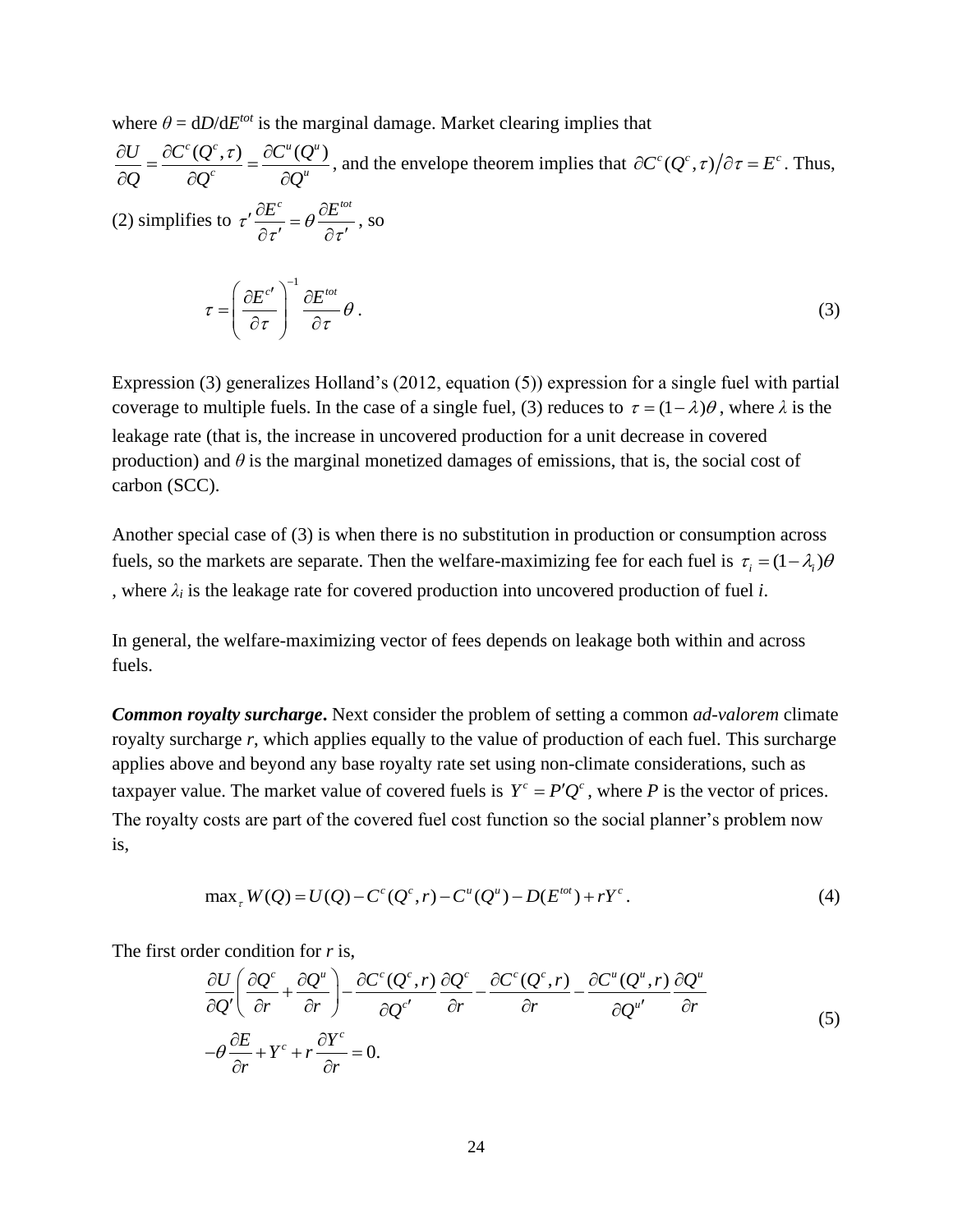where $\theta = \mathrm{d}D/\mathrm{d}E^{tot}$ is the marginal damage. Market clearing implies that $\dfrac{\partial U}{\partial Q} = \dfrac{\partial C^c(Q^c,\tau)}{\partial Q^c} = \dfrac{\partial C^u(Q^u)}{\partial Q^u}$, and the envelope theorem implies that $\partial C^c(Q^c,\tau)\big/\partial \tau = E^c$. Thus, (2) simplifies to $\tau' \dfrac{\partial E^c}{\partial \tau'} = \theta \dfrac{\partial E^{tot}}{\partial \tau'}$, so

$$\tau = \left( \frac{\partial E^{c\prime}}{\partial \tau} \right)^{-1} \frac{\partial E^{tot}}{\partial \tau} \theta . \tag{3}$$

Expression (3) generalizes Holland's (2012, equation (5)) expression for a single fuel with partial coverage to multiple fuels. In the case of a single fuel, (3) reduces to $\tau = (1-\lambda)\theta$, where $\lambda$ is the leakage rate (that is, the increase in uncovered production for a unit decrease in covered production) and $\theta$ is the marginal monetized damages of emissions, that is, the social cost of carbon (SCC).

Another special case of (3) is when there is no substitution in production or consumption across fuels, so the markets are separate. Then the welfare-maximizing fee for each fuel is $\tau_i = (1-\lambda_i)\theta$, where $\lambda_i$ is the leakage rate for covered production into uncovered production of fuel $i$.

In general, the welfare-maximizing vector of fees depends on leakage both within and across fuels.

***Common royalty surcharge***. Next consider the problem of setting a common *ad-valorem* climate royalty surcharge $r$, which applies equally to the value of production of each fuel. This surcharge applies above and beyond any base royalty rate set using non-climate considerations, such as taxpayer value. The market value of covered fuels is $Y^c = P'Q^c$, where $P$ is the vector of prices. The royalty costs are part of the covered fuel cost function so the social planner's problem now is,

$$\max_{\tau} W(Q) = U(Q) - C^c(Q^c, r) - C^u(Q^u) - D(E^{tot}) + rY^c . \tag{4}$$

The first order condition for $r$ is,

$$\begin{aligned} &\frac{\partial U}{\partial Q'}\left( \frac{\partial Q^c}{\partial r} + \frac{\partial Q^u}{\partial r} \right) - \frac{\partial C^c(Q^c,r)}{\partial Q^{c\prime}} \frac{\partial Q^c}{\partial r} - \frac{\partial C^c(Q^c,r)}{\partial r} - \frac{\partial C^u(Q^u,r)}{\partial Q^{u\prime}} \frac{\partial Q^u}{\partial r} \\ &-\theta \frac{\partial E}{\partial r} + Y^c + r\frac{\partial Y^c}{\partial r} = 0. \end{aligned} \tag{5}$$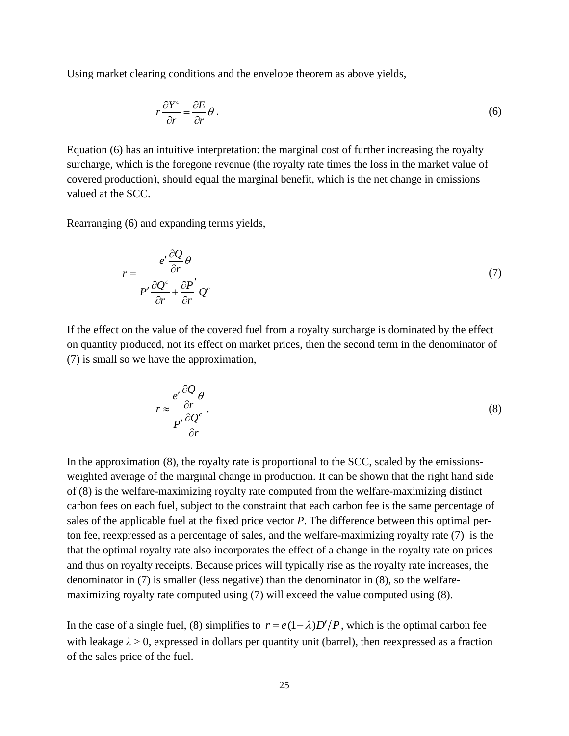Using market clearing conditions and the envelope theorem as above yields,

$$r\frac{\partial Y^c}{\partial r} = \frac{\partial E}{\partial r}\theta \,. \tag{6}$$

Equation (6) has an intuitive interpretation: the marginal cost of further increasing the royalty surcharge, which is the foregone revenue (the royalty rate times the loss in the market value of covered production), should equal the marginal benefit, which is the net change in emissions valued at the SCC.

Rearranging (6) and expanding terms yields,

$$r = \frac{e'\dfrac{\partial Q}{\partial r}\theta}{P'\dfrac{\partial Q^c}{\partial r} + \dfrac{\partial P'}{\partial r}\, Q^c} \tag{7}$$

If the effect on the value of the covered fuel from a royalty surcharge is dominated by the effect on quantity produced, not its effect on market prices, then the second term in the denominator of (7) is small so we have the approximation,

$$r \approx \frac{e'\dfrac{\partial Q}{\partial r}\theta}{P'\dfrac{\partial Q^c}{\partial r}} \,. \tag{8}$$

In the approximation (8), the royalty rate is proportional to the SCC, scaled by the emissions-weighted average of the marginal change in production. It can be shown that the right hand side of (8) is the welfare-maximizing royalty rate computed from the welfare-maximizing distinct carbon fees on each fuel, subject to the constraint that each carbon fee is the same percentage of sales of the applicable fuel at the fixed price vector *P*. The difference between this optimal per-ton fee, reexpressed as a percentage of sales, and the welfare-maximizing royalty rate (7) is the that the optimal royalty rate also incorporates the effect of a change in the royalty rate on prices and thus on royalty receipts. Because prices will typically rise as the royalty rate increases, the denominator in (7) is smaller (less negative) than the denominator in (8), so the welfare-maximizing royalty rate computed using (7) will exceed the value computed using (8).

In the case of a single fuel, (8) simplifies to $r = e(1-\lambda)D'/P$, which is the optimal carbon fee with leakage $\lambda > 0$, expressed in dollars per quantity unit (barrel), then reexpressed as a fraction of the sales price of the fuel.